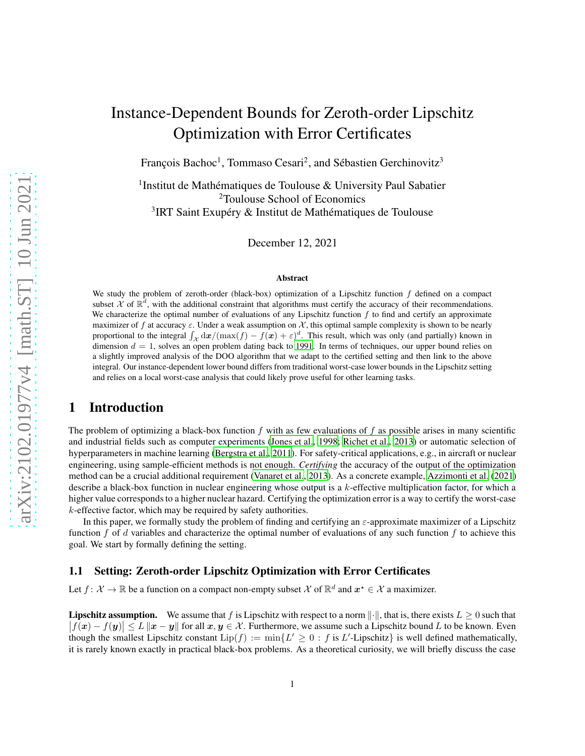# Instance-Dependent Bounds for Zeroth-order Lipschitz Optimization with Error Certificates

François Bachoc[1], Tommaso Cesari[2], and Sébastien Gerchinovitz[3]

[1]Institut de Mathématiques de Toulouse & University Paul Sabatier
[2]Toulouse School of Economics
[3]IRT Saint Exupéry & Institut de Mathématiques de Toulouse

December 12, 2021

### Abstract

We study the problem of zeroth-order (black-box) optimization of a Lipschitz function $f$ defined on a compact subset $\mathcal{X}$ of $\mathbb{R}^d$, with the additional constraint that algorithms must certify the accuracy of their recommendations. We characterize the optimal number of evaluations of any Lipschitz function $f$ to find and certify an approximate maximizer of $f$ at accuracy $\varepsilon$. Under a weak assumption on $\mathcal{X}$, this optimal sample complexity is shown to be nearly proportional to the integral $\int_{\mathcal{X}} \mathrm{d}\boldsymbol{x}/(\max(f) - f(\boldsymbol{x}) + \varepsilon)^d$. This result, which was only (and partially) known in dimension $d = 1$, solves an open problem dating back to 1991. In terms of techniques, our upper bound relies on a slightly improved analysis of the DOO algorithm that we adapt to the certified setting and then link to the above integral. Our instance-dependent lower bound differs from traditional worst-case lower bounds in the Lipschitz setting and relies on a local worst-case analysis that could likely prove useful for other learning tasks.

## 1 Introduction

The problem of optimizing a black-box function $f$ with as few evaluations of $f$ as possible arises in many scientific and industrial fields such as computer experiments (Jones et al., 1998; Richet et al., 2013) or automatic selection of hyperparameters in machine learning (Bergstra et al., 2011). For safety-critical applications, e.g., in aircraft or nuclear engineering, using sample-efficient methods is not enough. *Certifying* the accuracy of the output of the optimization method can be a crucial additional requirement (Vanaret et al., 2013). As a concrete example, Azzimonti et al. (2021) describe a black-box function in nuclear engineering whose output is a $k$-effective multiplication factor, for which a higher value corresponds to a higher nuclear hazard. Certifying the optimization error is a way to certify the worst-case $k$-effective factor, which may be required by safety authorities.

In this paper, we formally study the problem of finding and certifying an $\varepsilon$-approximate maximizer of a Lipschitz function $f$ of $d$ variables and characterize the optimal number of evaluations of any such function $f$ to achieve this goal. We start by formally defining the setting.

### 1.1 Setting: Zeroth-order Lipschitz Optimization with Error Certificates

Let $f \colon \mathcal{X} \to \mathbb{R}$ be a function on a compact non-empty subset $\mathcal{X}$ of $\mathbb{R}^d$ and $\boldsymbol{x}^\star \in \mathcal{X}$ a maximizer.

**Lipschitz assumption.** We assume that $f$ is Lipschitz with respect to a norm $\|\cdot\|$, that is, there exists $L \geq 0$ such that $\left|f(\boldsymbol{x}) - f(\boldsymbol{y})\right| \leq L \left\|\boldsymbol{x} - \boldsymbol{y}\right\|$ for all $\boldsymbol{x}, \boldsymbol{y} \in \mathcal{X}$. Furthermore, we assume such a Lipschitz bound $L$ to be known. Even though the smallest Lipschitz constant $\mathrm{Lip}(f) := \min\{L' \geq 0 : f \text{ is } L'\text{-Lipschitz}\}$ is well defined mathematically, it is rarely known exactly in practical black-box problems. As a theoretical curiosity, we will briefly discuss the case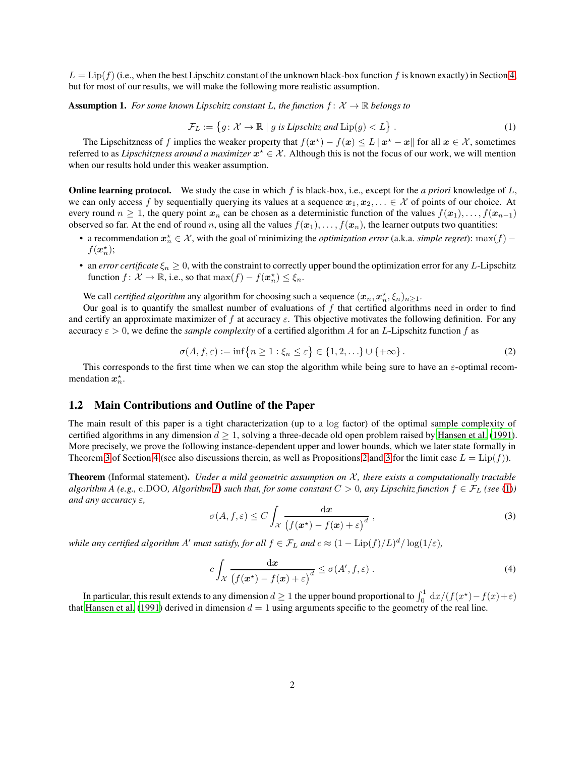$L = \mathrm{Lip}(f)$ (i.e., when the best Lipschitz constant of the unknown black-box function $f$ is known exactly) in Section 4, but for most of our results, we will make the following more realistic assumption.

**Assumption 1.** *For some known Lipschitz constant $L$, the function $f \colon \mathcal{X} \to \mathbb{R}$ belongs to*

$$\mathcal{F}_L := \left\{ g \colon \mathcal{X} \to \mathbb{R} \mid g \text{ is Lipschitz and } \mathrm{Lip}(g) < L \right\} . \tag{1}$$

The Lipschitzness of $f$ implies the weaker property that $f(\boldsymbol{x}^\star) - f(\boldsymbol{x}) \le L \left\| \boldsymbol{x}^\star - \boldsymbol{x} \right\|$ for all $\boldsymbol{x} \in \mathcal{X}$, sometimes referred to as *Lipschitzness around a maximizer* $\boldsymbol{x}^\star \in \mathcal{X}$. Although this is not the focus of our work, we will mention when our results hold under this weaker assumption.

**Online learning protocol.** We study the case in which $f$ is black-box, i.e., except for the *a priori* knowledge of $L$, we can only access $f$ by sequentially querying its values at a sequence $\boldsymbol{x}_1, \boldsymbol{x}_2, \ldots \in \mathcal{X}$ of points of our choice. At every round $n \ge 1$, the query point $\boldsymbol{x}_n$ can be chosen as a deterministic function of the values $f(\boldsymbol{x}_1), \ldots, f(\boldsymbol{x}_{n-1})$ observed so far. At the end of round $n$, using all the values $f(\boldsymbol{x}_1), \ldots, f(\boldsymbol{x}_n)$, the learner outputs two quantities:

- a recommendation $\boldsymbol{x}_n^\star \in \mathcal{X}$, with the goal of minimizing the *optimization error* (a.k.a. *simple regret*): $\max(f) - f(\boldsymbol{x}_n^\star)$;
- an *error certificate* $\xi_n \ge 0$, with the constraint to correctly upper bound the optimization error for any $L$-Lipschitz function $f \colon \mathcal{X} \to \mathbb{R}$, i.e., so that $\max(f) - f(\boldsymbol{x}_n^\star) \le \xi_n$.

We call *certified algorithm* any algorithm for choosing such a sequence $(\boldsymbol{x}_n, \boldsymbol{x}_n^\star, \xi_n)_{n \ge 1}$.

Our goal is to quantify the smallest number of evaluations of $f$ that certified algorithms need in order to find and certify an approximate maximizer of $f$ at accuracy $\varepsilon$. This objective motivates the following definition. For any accuracy $\varepsilon > 0$, we define the *sample complexity* of a certified algorithm $A$ for an $L$-Lipschitz function $f$ as

$$\sigma(A, f, \varepsilon) := \inf\left\{ n \ge 1 : \xi_n \le \varepsilon \right\} \in \{1, 2, \ldots\} \cup \{+\infty\} . \tag{2}$$

This corresponds to the first time when we can stop the algorithm while being sure to have an $\varepsilon$-optimal recommendation $\boldsymbol{x}_n^\star$.

## 1.2 Main Contributions and Outline of the Paper

The main result of this paper is a tight characterization (up to a $\log$ factor) of the optimal sample complexity of certified algorithms in any dimension $d \ge 1$, solving a three-decade old open problem raised by Hansen et al. (1991). More precisely, we prove the following instance-dependent upper and lower bounds, which we later state formally in Theorem 3 of Section 4 (see also discussions therein, as well as Propositions 2 and 3 for the limit case $L = \mathrm{Lip}(f)$).

**Theorem** (Informal statement)**.** *Under a mild geometric assumption on $\mathcal{X}$, there exists a computationally tractable algorithm $A$ (e.g.,* c.DOO*, Algorithm 1) such that, for some constant $C > 0$, any Lipschitz function $f \in \mathcal{F}_L$ (see (1)) and any accuracy $\varepsilon$,*

$$\sigma(A, f, \varepsilon) \le C \int_{\mathcal{X}} \frac{\mathrm{d}\boldsymbol{x}}{\left( f(\boldsymbol{x}^\star) - f(\boldsymbol{x}) + \varepsilon \right)^d} , \tag{3}$$

*while any certified algorithm $A'$ must satisfy, for all $f \in \mathcal{F}_L$ and $c \approx (1 - \mathrm{Lip}(f)/L)^d / \log(1/\varepsilon)$,*

$$c \int_{\mathcal{X}} \frac{\mathrm{d}\boldsymbol{x}}{\left( f(\boldsymbol{x}^\star) - f(\boldsymbol{x}) + \varepsilon \right)^d} \le \sigma(A', f, \varepsilon) . \tag{4}$$

In particular, this result extends to any dimension $d \ge 1$ the upper bound proportional to $\int_0^1 \mathrm{d}x / (f(x^\star) - f(x) + \varepsilon)$ that Hansen et al. (1991) derived in dimension $d = 1$ using arguments specific to the geometry of the real line.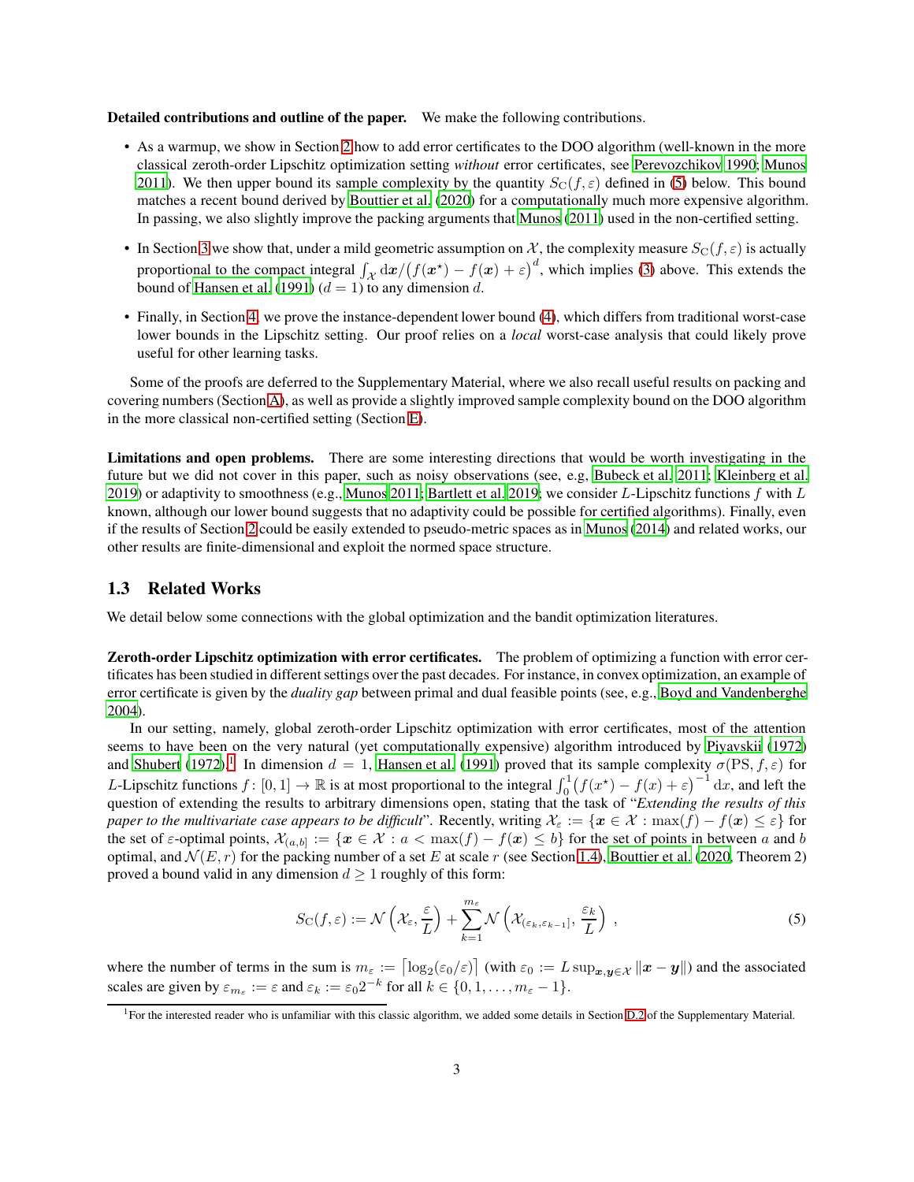**Detailed contributions and outline of the paper.** We make the following contributions.

- As a warmup, we show in Section 2 how to add error certificates to the DOO algorithm (well-known in the more classical zeroth-order Lipschitz optimization setting *without* error certificates, see Perevozchikov 1990; Munos 2011). We then upper bound its sample complexity by the quantity $S_{\mathrm{C}}(f,\varepsilon)$ defined in (5) below. This bound matches a recent bound derived by Bouttier et al. (2020) for a computationally much more expensive algorithm. In passing, we also slightly improve the packing arguments that Munos (2011) used in the non-certified setting.
- In Section 3 we show that, under a mild geometric assumption on $\mathcal{X}$, the complexity measure $S_{\mathrm{C}}(f,\varepsilon)$ is actually proportional to the compact integral $\int_{\mathcal{X}} \mathrm{d}\boldsymbol{x} / \big(f(\boldsymbol{x}^\star) - f(\boldsymbol{x}) + \varepsilon\big)^d$, which implies (3) above. This extends the bound of Hansen et al. (1991) ($d=1$) to any dimension $d$.
- Finally, in Section 4, we prove the instance-dependent lower bound (4), which differs from traditional worst-case lower bounds in the Lipschitz setting. Our proof relies on a *local* worst-case analysis that could likely prove useful for other learning tasks.

Some of the proofs are deferred to the Supplementary Material, where we also recall useful results on packing and covering numbers (Section A), as well as provide a slightly improved sample complexity bound on the DOO algorithm in the more classical non-certified setting (Section E).

**Limitations and open problems.** There are some interesting directions that would be worth investigating in the future but we did not cover in this paper, such as noisy observations (see, e.g, Bubeck et al. 2011; Kleinberg et al. 2019) or adaptivity to smoothness (e.g., Munos 2011; Bartlett et al. 2019; we consider $L$-Lipschitz functions $f$ with $L$ known, although our lower bound suggests that no adaptivity could be possible for certified algorithms). Finally, even if the results of Section 2 could be easily extended to pseudo-metric spaces as in Munos (2014) and related works, our other results are finite-dimensional and exploit the normed space structure.

### 1.3 Related Works

We detail below some connections with the global optimization and the bandit optimization literatures.

**Zeroth-order Lipschitz optimization with error certificates.** The problem of optimizing a function with error certificates has been studied in different settings over the past decades. For instance, in convex optimization, an example of error certificate is given by the *duality gap* between primal and dual feasible points (see, e.g., Boyd and Vandenberghe 2004).

In our setting, namely, global zeroth-order Lipschitz optimization with error certificates, most of the attention seems to have been on the very natural (yet computationally expensive) algorithm introduced by Piyavskii (1972) and Shubert (1972).[1] In dimension $d=1$, Hansen et al. (1991) proved that its sample complexity $\sigma(\mathrm{PS}, f, \varepsilon)$ for $L$-Lipschitz functions $f\colon [0,1] \to \mathbb{R}$ is at most proportional to the integral $\int_0^1 \big(f(x^\star) - f(x) + \varepsilon\big)^{-1} \mathrm{d}x$, and left the question of extending the results to arbitrary dimensions open, stating that the task of "*Extending the results of this paper to the multivariate case appears to be difficult*". Recently, writing $\mathcal{X}_\varepsilon := \{\boldsymbol{x} \in \mathcal{X} : \max(f) - f(\boldsymbol{x}) \le \varepsilon\}$ for the set of $\varepsilon$-optimal points, $\mathcal{X}_{(a,b]} := \{\boldsymbol{x} \in \mathcal{X} : a < \max(f) - f(\boldsymbol{x}) \le b\}$ for the set of points in between $a$ and $b$ optimal, and $\mathcal{N}(E, r)$ for the packing number of a set $E$ at scale $r$ (see Section 1.4), Bouttier et al. (2020, Theorem 2) proved a bound valid in any dimension $d \ge 1$ roughly of this form:

$$
S_{\mathrm{C}}(f,\varepsilon) := \mathcal{N}\left(\mathcal{X}_\varepsilon, \frac{\varepsilon}{L}\right) + \sum_{k=1}^{m_\varepsilon} \mathcal{N}\left(\mathcal{X}_{(\varepsilon_k, \varepsilon_{k-1}]}, \frac{\varepsilon_k}{L}\right) , \tag{5}
$$

where the number of terms in the sum is $m_\varepsilon := \lceil \log_2(\varepsilon_0/\varepsilon) \rceil$ (with $\varepsilon_0 := L \sup_{\boldsymbol{x},\boldsymbol{y} \in \mathcal{X}} \|\boldsymbol{x} - \boldsymbol{y}\|$) and the associated scales are given by $\varepsilon_{m_\varepsilon} := \varepsilon$ and $\varepsilon_k := \varepsilon_0 2^{-k}$ for all $k \in \{0, 1, \dots, m_\varepsilon - 1\}$.

[1] For the interested reader who is unfamiliar with this classic algorithm, we added some details in Section D.2 of the Supplementary Material.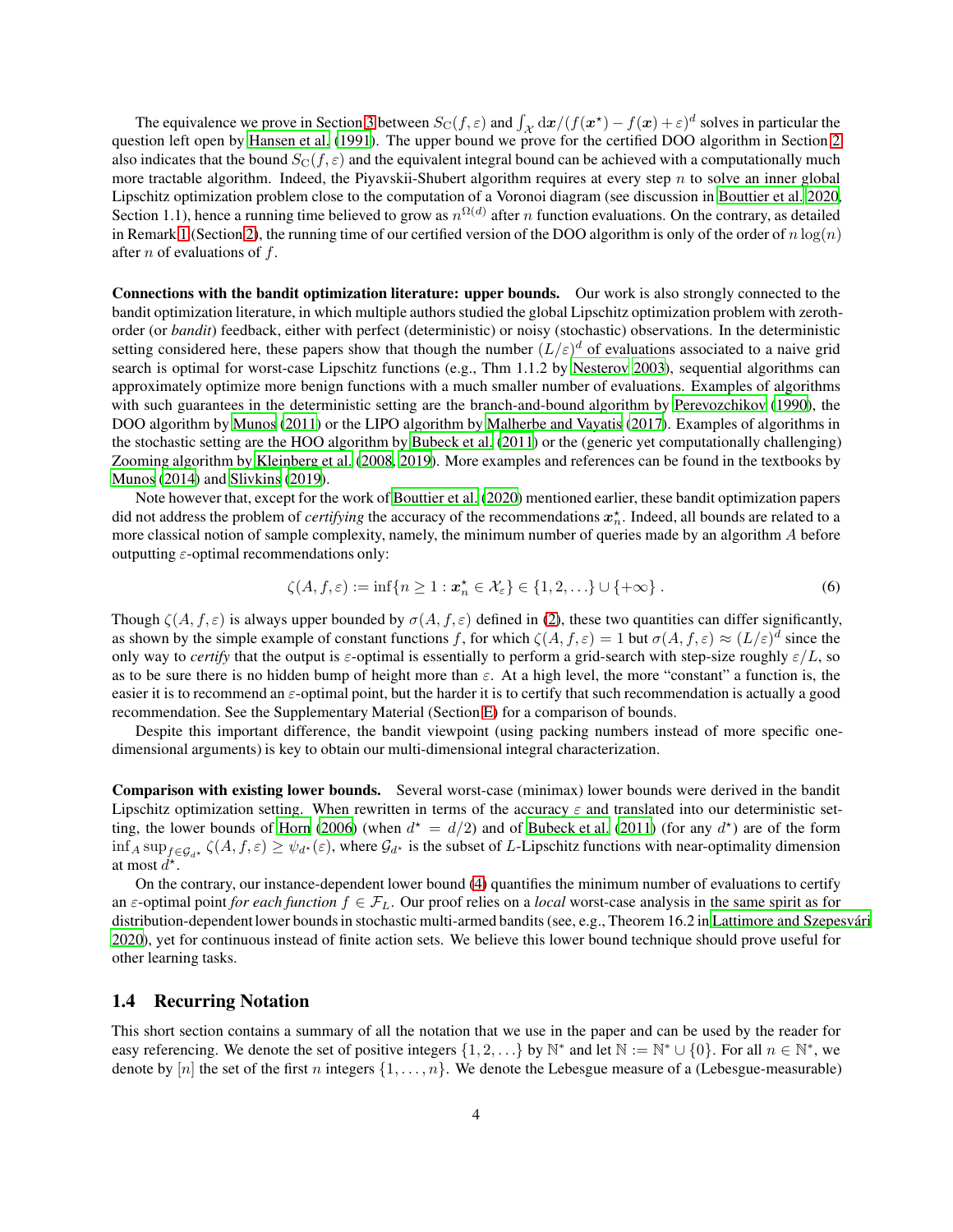The equivalence we prove in Section 3 between $S_C(f, \varepsilon)$ and $\int_{\mathcal{X}} \mathrm{d}\boldsymbol{x}/(f(\boldsymbol{x}^\star) - f(\boldsymbol{x}) + \varepsilon)^d$ solves in particular the question left open by Hansen et al. (1991). The upper bound we prove for the certified DOO algorithm in Section 2 also indicates that the bound $S_C(f, \varepsilon)$ and the equivalent integral bound can be achieved with a computationally much more tractable algorithm. Indeed, the Piyavskii-Shubert algorithm requires at every step $n$ to solve an inner global Lipschitz optimization problem close to the computation of a Voronoi diagram (see discussion in Bouttier et al. 2020, Section 1.1), hence a running time believed to grow as $n^{\Omega(d)}$ after $n$ function evaluations. On the contrary, as detailed in Remark 1 (Section 2), the running time of our certified version of the DOO algorithm is only of the order of $n \log(n)$ after $n$ of evaluations of $f$.

**Connections with the bandit optimization literature: upper bounds.** Our work is also strongly connected to the bandit optimization literature, in which multiple authors studied the global Lipschitz optimization problem with zeroth-order (or *bandit*) feedback, either with perfect (deterministic) or noisy (stochastic) observations. In the deterministic setting considered here, these papers show that though the number $(L/\varepsilon)^d$ of evaluations associated to a naive grid search is optimal for worst-case Lipschitz functions (e.g., Thm 1.1.2 by Nesterov 2003), sequential algorithms can approximately optimize more benign functions with a much smaller number of evaluations. Examples of algorithms with such guarantees in the deterministic setting are the branch-and-bound algorithm by Perevozchikov (1990), the DOO algorithm by Munos (2011) or the LIPO algorithm by Malherbe and Vayatis (2017). Examples of algorithms in the stochastic setting are the HOO algorithm by Bubeck et al. (2011) or the (generic yet computationally challenging) Zooming algorithm by Kleinberg et al. (2008, 2019). More examples and references can be found in the textbooks by Munos (2014) and Slivkins (2019).

Note however that, except for the work of Bouttier et al. (2020) mentioned earlier, these bandit optimization papers did not address the problem of *certifying* the accuracy of the recommendations $\boldsymbol{x}_n^\star$. Indeed, all bounds are related to a more classical notion of sample complexity, namely, the minimum number of queries made by an algorithm $A$ before outputting $\varepsilon$-optimal recommendations only:

$$\zeta(A, f, \varepsilon) := \inf\{n \geq 1 : \boldsymbol{x}_n^\star \in \mathcal{X}_\varepsilon\} \in \{1, 2, \dots\} \cup \{+\infty\} \, . \tag{6}$$

Though $\zeta(A, f, \varepsilon)$ is always upper bounded by $\sigma(A, f, \varepsilon)$ defined in (2), these two quantities can differ significantly, as shown by the simple example of constant functions $f$, for which $\zeta(A, f, \varepsilon) = 1$ but $\sigma(A, f, \varepsilon) \approx (L/\varepsilon)^d$ since the only way to *certify* that the output is $\varepsilon$-optimal is essentially to perform a grid-search with step-size roughly $\varepsilon/L$, so as to be sure there is no hidden bump of height more than $\varepsilon$. At a high level, the more "constant" a function is, the easier it is to recommend an $\varepsilon$-optimal point, but the harder it is to certify that such recommendation is actually a good recommendation. See the Supplementary Material (Section E) for a comparison of bounds.

Despite this important difference, the bandit viewpoint (using packing numbers instead of more specific one-dimensional arguments) is key to obtain our multi-dimensional integral characterization.

**Comparison with existing lower bounds.** Several worst-case (minimax) lower bounds were derived in the bandit Lipschitz optimization setting. When rewritten in terms of the accuracy $\varepsilon$ and translated into our deterministic setting, the lower bounds of Horn (2006) (when $d^\star = d/2$) and of Bubeck et al. (2011) (for any $d^\star$) are of the form $\inf_A \sup_{f \in \mathcal{G}_{d^\star}} \zeta(A, f, \varepsilon) \geq \psi_{d^\star}(\varepsilon)$, where $\mathcal{G}_{d^\star}$ is the subset of $L$-Lipschitz functions with near-optimality dimension at most $d^\star$.

On the contrary, our instance-dependent lower bound (4) quantifies the minimum number of evaluations to certify an $\varepsilon$-optimal point *for each function* $f \in \mathcal{F}_L$. Our proof relies on a *local* worst-case analysis in the same spirit as for distribution-dependent lower bounds in stochastic multi-armed bandits (see, e.g., Theorem 16.2 in Lattimore and Szepesvári 2020), yet for continuous instead of finite action sets. We believe this lower bound technique should prove useful for other learning tasks.

## 1.4 Recurring Notation

This short section contains a summary of all the notation that we use in the paper and can be used by the reader for easy referencing. We denote the set of positive integers $\{1, 2, \dots\}$ by $\mathbb{N}^*$ and let $\mathbb{N} := \mathbb{N}^* \cup \{0\}$. For all $n \in \mathbb{N}^*$, we denote by $[n]$ the set of the first $n$ integers $\{1, \dots, n\}$. We denote the Lebesgue measure of a (Lebesgue-measurable)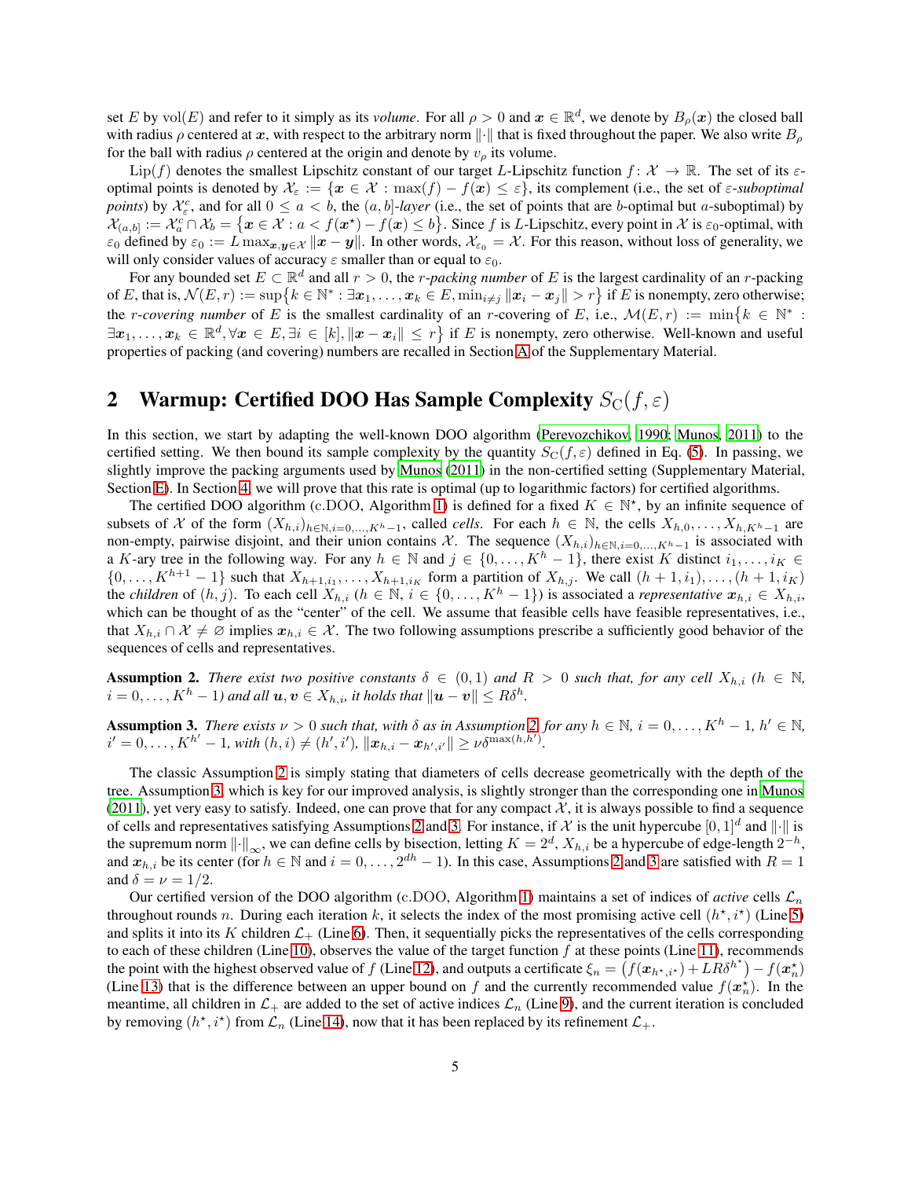set $E$ by $\mathrm{vol}(E)$ and refer to it simply as its *volume*. For all $\rho > 0$ and $\boldsymbol{x} \in \mathbb{R}^d$, we denote by $B_\rho(\boldsymbol{x})$ the closed ball with radius $\rho$ centered at $\boldsymbol{x}$, with respect to the arbitrary norm $\|\cdot\|$ that is fixed throughout the paper. We also write $B_\rho$ for the ball with radius $\rho$ centered at the origin and denote by $v_\rho$ its volume.

$\mathrm{Lip}(f)$ denotes the smallest Lipschitz constant of our target $L$-Lipschitz function $f \colon \mathcal{X} \to \mathbb{R}$. The set of its $\varepsilon$-optimal points is denoted by $\mathcal{X}_\varepsilon := \{\boldsymbol{x} \in \mathcal{X} : \max(f) - f(\boldsymbol{x}) \le \varepsilon\}$, its complement (i.e., the set of *$\varepsilon$-suboptimal points*) by $\mathcal{X}_\varepsilon^c$, and for all $0 \le a < b$, the $(a, b]$*-layer* (i.e., the set of points that are $b$-optimal but $a$-suboptimal) by $\mathcal{X}_{(a,b]} := \mathcal{X}_a^c \cap \mathcal{X}_b = \{\boldsymbol{x} \in \mathcal{X} : a < f(\boldsymbol{x}^\star) - f(\boldsymbol{x}) \le b\}$. Since $f$ is $L$-Lipschitz, every point in $\mathcal{X}$ is $\varepsilon_0$-optimal, with $\varepsilon_0$ defined by $\varepsilon_0 := L \max_{\boldsymbol{x},\boldsymbol{y} \in \mathcal{X}} \|\boldsymbol{x} - \boldsymbol{y}\|$. In other words, $\mathcal{X}_{\varepsilon_0} = \mathcal{X}$. For this reason, without loss of generality, we will only consider values of accuracy $\varepsilon$ smaller than or equal to $\varepsilon_0$.

For any bounded set $E \subset \mathbb{R}^d$ and all $r > 0$, the *$r$-packing number* of $E$ is the largest cardinality of an $r$-packing of $E$, that is, $\mathcal{N}(E, r) := \sup\{k \in \mathbb{N}^* : \exists \boldsymbol{x}_1, \ldots, \boldsymbol{x}_k \in E, \min_{i \ne j} \|\boldsymbol{x}_i - \boldsymbol{x}_j\| > r\}$ if $E$ is nonempty, zero otherwise; the *$r$-covering number* of $E$ is the smallest cardinality of an $r$-covering of $E$, i.e., $\mathcal{M}(E, r) := \min\{k \in \mathbb{N}^* : \exists \boldsymbol{x}_1, \ldots, \boldsymbol{x}_k \in \mathbb{R}^d, \forall \boldsymbol{x} \in E, \exists i \in [k], \|\boldsymbol{x} - \boldsymbol{x}_i\| \le r\}$ if $E$ is nonempty, zero otherwise. Well-known and useful properties of packing (and covering) numbers are recalled in Section A of the Supplementary Material.

## 2 Warmup: Certified DOO Has Sample Complexity $S_{\mathrm{C}}(f, \varepsilon)$

In this section, we start by adapting the well-known DOO algorithm (Perevozchikov, 1990; Munos, 2011) to the certified setting. We then bound its sample complexity by the quantity $S_{\mathrm{C}}(f, \varepsilon)$ defined in Eq. (5). In passing, we slightly improve the packing arguments used by Munos (2011) in the non-certified setting (Supplementary Material, Section E). In Section 4, we will prove that this rate is optimal (up to logarithmic factors) for certified algorithms.

The certified DOO algorithm (c.DOO, Algorithm 1) is defined for a fixed $K \in \mathbb{N}^\star$, by an infinite sequence of subsets of $\mathcal{X}$ of the form $(X_{h,i})_{h \in \mathbb{N}, i=0,\ldots,K^h-1}$, called *cells*. For each $h \in \mathbb{N}$, the cells $X_{h,0}, \ldots, X_{h,K^h-1}$ are non-empty, pairwise disjoint, and their union contains $\mathcal{X}$. The sequence $(X_{h,i})_{h \in \mathbb{N}, i=0,\ldots,K^h-1}$ is associated with a $K$-ary tree in the following way. For any $h \in \mathbb{N}$ and $j \in \{0, \ldots, K^h - 1\}$, there exist $K$ distinct $i_1, \ldots, i_K \in \{0, \ldots, K^{h+1} - 1\}$ such that $X_{h+1,i_1}, \ldots, X_{h+1,i_K}$ form a partition of $X_{h,j}$. We call $(h+1, i_1), \ldots, (h+1, i_K)$ the *children* of $(h, j)$. To each cell $X_{h,i}$ ($h \in \mathbb{N}$, $i \in \{0, \ldots, K^h - 1\}$) is associated a *representative* $\boldsymbol{x}_{h,i} \in X_{h,i}$, which can be thought of as the "center" of the cell. We assume that feasible cells have feasible representatives, i.e., that $X_{h,i} \cap \mathcal{X} \ne \varnothing$ implies $\boldsymbol{x}_{h,i} \in \mathcal{X}$. The two following assumptions prescribe a sufficiently good behavior of the sequences of cells and representatives.

**Assumption 2.** *There exist two positive constants $\delta \in (0, 1)$ and $R > 0$ such that, for any cell $X_{h,i}$ ($h \in \mathbb{N}$, $i = 0, \ldots, K^h - 1$) and all $\boldsymbol{u}, \boldsymbol{v} \in X_{h,i}$, it holds that $\|\boldsymbol{u} - \boldsymbol{v}\| \le R\delta^h$.*

**Assumption 3.** *There exists $\nu > 0$ such that, with $\delta$ as in Assumption 2, for any $h \in \mathbb{N}$, $i = 0, \ldots, K^h - 1$, $h' \in \mathbb{N}$, $i' = 0, \ldots, K^{h'} - 1$, with $(h, i) \ne (h', i')$, $\|\boldsymbol{x}_{h,i} - \boldsymbol{x}_{h',i'}\| \ge \nu\delta^{\max(h,h')}$.*

The classic Assumption 2 is simply stating that diameters of cells decrease geometrically with the depth of the tree. Assumption 3, which is key for our improved analysis, is slightly stronger than the corresponding one in Munos (2011), yet very easy to satisfy. Indeed, one can prove that for any compact $\mathcal{X}$, it is always possible to find a sequence of cells and representatives satisfying Assumptions 2 and 3. For instance, if $\mathcal{X}$ is the unit hypercube $[0, 1]^d$ and $\|\cdot\|$ is the supremum norm $\|\cdot\|_\infty$, we can define cells by bisection, letting $K = 2^d$, $X_{h,i}$ be a hypercube of edge-length $2^{-h}$, and $\boldsymbol{x}_{h,i}$ be its center (for $h \in \mathbb{N}$ and $i = 0, \ldots, 2^{dh} - 1$). In this case, Assumptions 2 and 3 are satisfied with $R = 1$ and $\delta = \nu = 1/2$.

Our certified version of the DOO algorithm (c.DOO, Algorithm 1) maintains a set of indices of *active* cells $\mathcal{L}_n$ throughout rounds $n$. During each iteration $k$, it selects the index of the most promising active cell $(h^\star, i^\star)$ (Line 5) and splits it into its $K$ children $\mathcal{L}_+$ (Line 6). Then, it sequentially picks the representatives of the cells corresponding to each of these children (Line 10), observes the value of the target function $f$ at these points (Line 11), recommends the point with the highest observed value of $f$ (Line 12), and outputs a certificate $\xi_n = \big(f(\boldsymbol{x}_{h^\star,i^\star}) + LR\delta^{h^\star}\big) - f(\boldsymbol{x}_n^\star)$ (Line 13) that is the difference between an upper bound on $f$ and the currently recommended value $f(\boldsymbol{x}_n^\star)$. In the meantime, all children in $\mathcal{L}_+$ are added to the set of active indices $\mathcal{L}_n$ (Line 9), and the current iteration is concluded by removing $(h^\star, i^\star)$ from $\mathcal{L}_n$ (Line 14), now that it has been replaced by its refinement $\mathcal{L}_+$.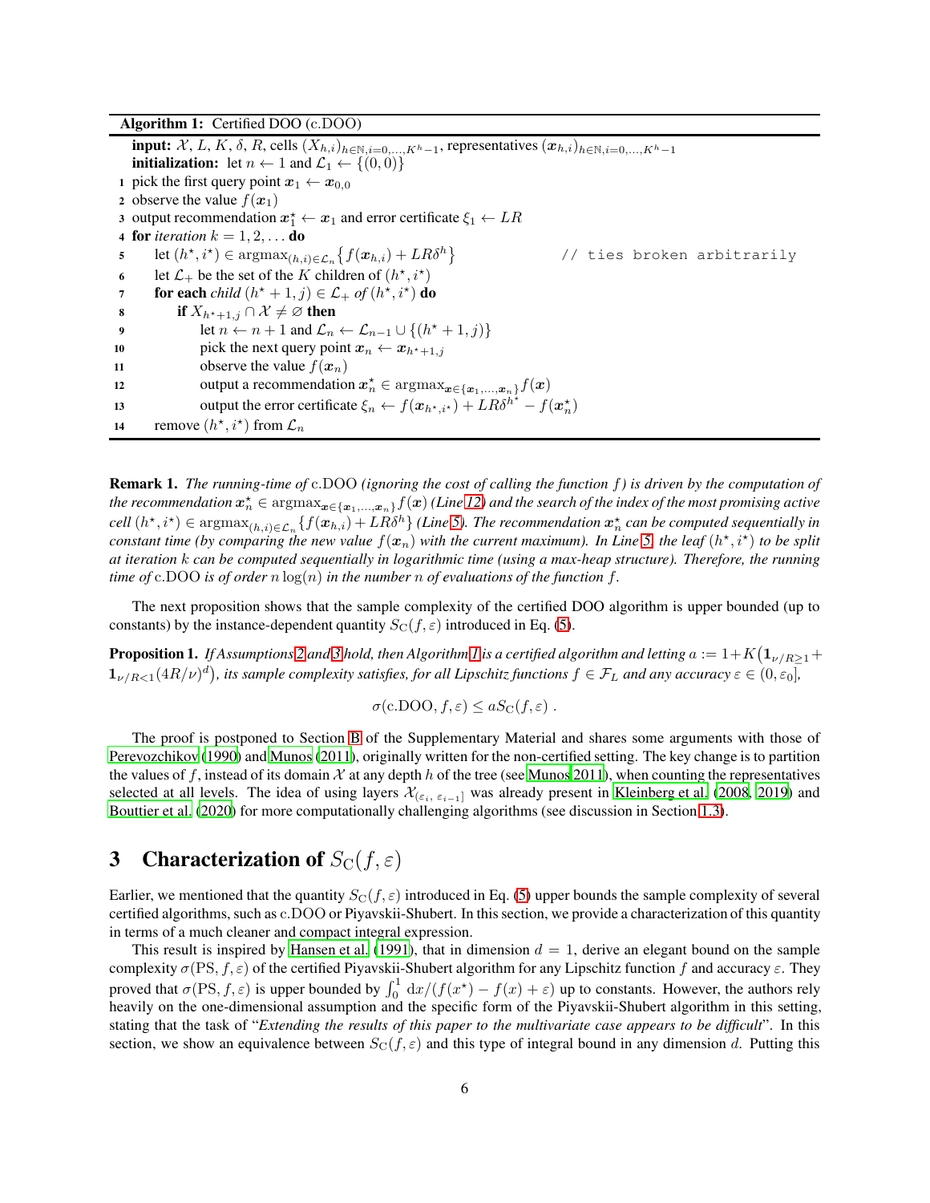**Algorithm 1:** Certified DOO (c.DOO)

```
input: 𝒳, L, K, δ, R, cells (X_{h,i})_{h∈ℕ,i=0,...,K^h−1}, representatives (x_{h,i})_{h∈ℕ,i=0,...,K^h−1}
initialization: let n ← 1 and ℒ_1 ← {(0,0)}
1  pick the first query point x_1 ← x_{0,0}
2  observe the value f(x_1)
3  output recommendation x*_1 ← x_1 and error certificate ξ_1 ← LR
4  for iteration k = 1, 2, ... do
5      let (h*, i*) ∈ argmax_{(h,i)∈ℒ_n} { f(x_{h,i}) + LRδ^h }        // ties broken arbitrarily
6      let ℒ_+ be the set of the K children of (h*, i*)
7      for each child (h*+1, j) ∈ ℒ_+ of (h*, i*) do
8          if X_{h*+1,j} ∩ 𝒳 ≠ ∅ then
9              let n ← n + 1 and ℒ_n ← ℒ_{n−1} ∪ {(h*+1, j)}
10             pick the next query point x_n ← x_{h*+1,j}
11             observe the value f(x_n)
12             output a recommendation x*_n ∈ argmax_{x∈{x_1,...,x_n}} f(x)
13             output the error certificate ξ_n ← f(x_{h*,i*}) + LRδ^{h*} − f(x*_n)
14     remove (h*, i*) from ℒ_n
```

**Remark 1.** *The running-time of* c.DOO *(ignoring the cost of calling the function $f$) is driven by the computation of the recommendation $\boldsymbol{x}_n^\star \in \operatorname{argmax}_{\boldsymbol{x}\in\{\boldsymbol{x}_1,\dots,\boldsymbol{x}_n\}} f(\boldsymbol{x})$ (Line 12) and the search of the index of the most promising active cell $(h^\star, i^\star) \in \operatorname{argmax}_{(h,i)\in\mathcal{L}_n}\{f(\boldsymbol{x}_{h,i}) + LR\delta^h\}$ (Line 5). The recommendation $\boldsymbol{x}_n^\star$ can be computed sequentially in constant time (by comparing the new value $f(\boldsymbol{x}_n)$ with the current maximum). In Line 5, the leaf $(h^\star, i^\star)$ to be split at iteration $k$ can be computed sequentially in logarithmic time (using a max-heap structure). Therefore, the running time of* c.DOO *is of order $n\log(n)$ in the number $n$ of evaluations of the function $f$.*

The next proposition shows that the sample complexity of the certified DOO algorithm is upper bounded (up to constants) by the instance-dependent quantity $S_{\mathrm{C}}(f,\varepsilon)$ introduced in Eq. (5).

**Proposition 1.** *If Assumptions 2 and 3 hold, then Algorithm 1 is a certified algorithm and letting $a := 1 + K\big(\mathbf{1}_{\nu/R\geq 1} + \mathbf{1}_{\nu/R<1}(4R/\nu)^d\big)$, its sample complexity satisfies, for all Lipschitz functions $f \in \mathcal{F}_L$ and any accuracy $\varepsilon \in (0, \varepsilon_0]$,*

$$\sigma(\mathrm{c.DOO}, f, \varepsilon) \leq a S_{\mathrm{C}}(f,\varepsilon)\ .$$

The proof is postponed to Section B of the Supplementary Material and shares some arguments with those of Perevozchikov (1990) and Munos (2011), originally written for the non-certified setting. The key change is to partition the values of $f$, instead of its domain $\mathcal{X}$ at any depth $h$ of the tree (see Munos 2011), when counting the representatives selected at all levels. The idea of using layers $\mathcal{X}_{(\varepsilon_i,\,\varepsilon_{i-1}]}$ was already present in Kleinberg et al. (2008, 2019) and Bouttier et al. (2020) for more computationally challenging algorithms (see discussion in Section 1.3).

# 3 Characterization of $S_{\mathrm{C}}(f,\varepsilon)$

Earlier, we mentioned that the quantity $S_{\mathrm{C}}(f,\varepsilon)$ introduced in Eq. (5) upper bounds the sample complexity of several certified algorithms, such as c.DOO or Piyavskii-Shubert. In this section, we provide a characterization of this quantity in terms of a much cleaner and compact integral expression.

This result is inspired by Hansen et al. (1991), that in dimension $d = 1$, derive an elegant bound on the sample complexity $\sigma(\mathrm{PS}, f, \varepsilon)$ of the certified Piyavskii-Shubert algorithm for any Lipschitz function $f$ and accuracy $\varepsilon$. They proved that $\sigma(\mathrm{PS}, f, \varepsilon)$ is upper bounded by $\int_0^1 \mathrm{d}x/(f(x^\star) - f(x) + \varepsilon)$ up to constants. However, the authors rely heavily on the one-dimensional assumption and the specific form of the Piyavskii-Shubert algorithm in this setting, stating that the task of "*Extending the results of this paper to the multivariate case appears to be difficult*". In this section, we show an equivalence between $S_{\mathrm{C}}(f,\varepsilon)$ and this type of integral bound in any dimension $d$. Putting this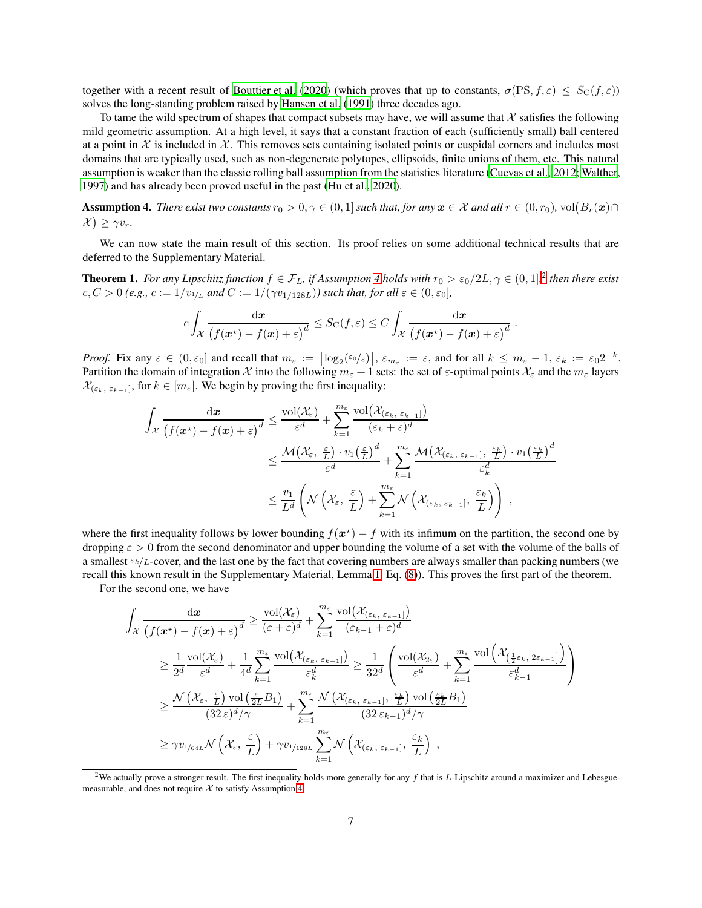together with a recent result of Bouttier et al. (2020) (which proves that up to constants, $\sigma(\mathrm{PS}, f, \varepsilon) \leq S_{\mathrm{C}}(f, \varepsilon)$) solves the long-standing problem raised by Hansen et al. (1991) three decades ago.

To tame the wild spectrum of shapes that compact subsets may have, we will assume that $\mathcal{X}$ satisfies the following mild geometric assumption. At a high level, it says that a constant fraction of each (sufficiently small) ball centered at a point in $\mathcal{X}$ is included in $\mathcal{X}$. This removes sets containing isolated points or cuspidal corners and includes most domains that are typically used, such as non-degenerate polytopes, ellipsoids, finite unions of them, etc. This natural assumption is weaker than the classic rolling ball assumption from the statistics literature (Cuevas et al., 2012; Walther, 1997) and has already been proved useful in the past (Hu et al., 2020).

**Assumption 4.** *There exist two constants $r_0 > 0, \gamma \in (0, 1]$ such that, for any $\boldsymbol{x} \in \mathcal{X}$ and all $r \in (0, r_0)$, $\mathrm{vol}\big(B_r(\boldsymbol{x}) \cap \mathcal{X}\big) \geq \gamma v_r$.*

We can now state the main result of this section. Its proof relies on some additional technical results that are deferred to the Supplementary Material.

**Theorem 1.** *For any Lipschitz function $f \in \mathcal{F}_L$, if Assumption 4 holds with $r_0 > \varepsilon_0/2L, \gamma \in (0, 1]$,*[2] *then there exist $c, C > 0$ (e.g., $c := 1/v_{1/L}$ and $C := 1/(\gamma v_{1/128L})$) such that, for all $\varepsilon \in (0, \varepsilon_0]$,*

$$
c \int_{\mathcal{X}} \frac{\mathrm{d}\boldsymbol{x}}{\big(f(\boldsymbol{x}^\star) - f(\boldsymbol{x}) + \varepsilon\big)^d} \leq S_{\mathrm{C}}(f, \varepsilon) \leq C \int_{\mathcal{X}} \frac{\mathrm{d}\boldsymbol{x}}{\big(f(\boldsymbol{x}^\star) - f(\boldsymbol{x}) + \varepsilon\big)^d} .
$$

*Proof.* Fix any $\varepsilon \in (0, \varepsilon_0]$ and recall that $m_\varepsilon := \lceil \log_2(\varepsilon_0/\varepsilon) \rceil$, $\varepsilon_{m_\varepsilon} := \varepsilon$, and for all $k \leq m_\varepsilon - 1$, $\varepsilon_k := \varepsilon_0 2^{-k}$. Partition the domain of integration $\mathcal{X}$ into the following $m_\varepsilon + 1$ sets: the set of $\varepsilon$-optimal points $\mathcal{X}_\varepsilon$ and the $m_\varepsilon$ layers $\mathcal{X}_{(\varepsilon_k,\, \varepsilon_{k-1}]}$, for $k \in [m_\varepsilon]$. We begin by proving the first inequality:

$$
\begin{aligned}
\int_{\mathcal{X}} \frac{\mathrm{d}\boldsymbol{x}}{\big(f(\boldsymbol{x}^\star) - f(\boldsymbol{x}) + \varepsilon\big)^d} &\leq \frac{\mathrm{vol}(\mathcal{X}_\varepsilon)}{\varepsilon^d} + \sum_{k=1}^{m_\varepsilon} \frac{\mathrm{vol}\big(\mathcal{X}_{(\varepsilon_k,\, \varepsilon_{k-1}]}\big)}{(\varepsilon_k + \varepsilon)^d} \\
&\leq \frac{\mathcal{M}\big(\mathcal{X}_\varepsilon,\, \frac{\varepsilon}{L}\big) \cdot v_1\big(\frac{\varepsilon}{L}\big)^d}{\varepsilon^d} + \sum_{k=1}^{m_\varepsilon} \frac{\mathcal{M}\big(\mathcal{X}_{(\varepsilon_k,\, \varepsilon_{k-1}]},\, \frac{\varepsilon_k}{L}\big) \cdot v_1\big(\frac{\varepsilon_k}{L}\big)^d}{\varepsilon_k^d} \\
&\leq \frac{v_1}{L^d} \left( \mathcal{N}\left(\mathcal{X}_\varepsilon,\, \frac{\varepsilon}{L}\right) + \sum_{k=1}^{m_\varepsilon} \mathcal{N}\left(\mathcal{X}_{(\varepsilon_k,\, \varepsilon_{k-1}]},\, \frac{\varepsilon_k}{L}\right) \right) ,
\end{aligned}
$$

where the first inequality follows by lower bounding $f(\boldsymbol{x}^\star) - f$ with its infimum on the partition, the second one by dropping $\varepsilon > 0$ from the second denominator and upper bounding the volume of a set with the volume of the balls of a smallest $\varepsilon_k/L$-cover, and the last one by the fact that covering numbers are always smaller than packing numbers (we recall this known result in the Supplementary Material, Lemma 1, Eq. (8)). This proves the first part of the theorem.

For the second one, we have

$$
\begin{aligned}
\int_{\mathcal{X}} \frac{\mathrm{d}\boldsymbol{x}}{\big(f(\boldsymbol{x}^\star) - f(\boldsymbol{x}) + \varepsilon\big)^d} &\geq \frac{\mathrm{vol}(\mathcal{X}_\varepsilon)}{(\varepsilon + \varepsilon)^d} + \sum_{k=1}^{m_\varepsilon} \frac{\mathrm{vol}\big(\mathcal{X}_{(\varepsilon_k,\, \varepsilon_{k-1}]}\big)}{(\varepsilon_{k-1} + \varepsilon)^d} \\
&\geq \frac{1}{2^d} \frac{\mathrm{vol}(\mathcal{X}_\varepsilon)}{\varepsilon^d} + \frac{1}{4^d} \sum_{k=1}^{m_\varepsilon} \frac{\mathrm{vol}\big(\mathcal{X}_{(\varepsilon_k,\, \varepsilon_{k-1}]}\big)}{\varepsilon_k^d} \geq \frac{1}{32^d} \left( \frac{\mathrm{vol}(\mathcal{X}_{2\varepsilon})}{\varepsilon^d} + \sum_{k=1}^{m_\varepsilon} \frac{\mathrm{vol}\left(\mathcal{X}_{\left(\frac{1}{2}\varepsilon_k,\, 2\varepsilon_{k-1}\right]}\right)}{\varepsilon_{k-1}^d} \right) \\
&\geq \frac{\mathcal{N}\big(\mathcal{X}_\varepsilon,\, \frac{\varepsilon}{L}\big)\, \mathrm{vol}\big(\frac{\varepsilon}{2L} B_1\big)}{(32\,\varepsilon)^d/\gamma} + \sum_{k=1}^{m_\varepsilon} \frac{\mathcal{N}\big(\mathcal{X}_{(\varepsilon_k,\, \varepsilon_{k-1}]},\, \frac{\varepsilon_k}{L}\big)\, \mathrm{vol}\big(\frac{\varepsilon_k}{2L} B_1\big)}{(32\,\varepsilon_{k-1})^d/\gamma} \\
&\geq \gamma v_{1/64L} \mathcal{N}\left(\mathcal{X}_\varepsilon,\, \frac{\varepsilon}{L}\right) + \gamma v_{1/128L} \sum_{k=1}^{m_\varepsilon} \mathcal{N}\left(\mathcal{X}_{(\varepsilon_k,\, \varepsilon_{k-1}]},\, \frac{\varepsilon_k}{L}\right) ,
\end{aligned}
$$

[2] We actually prove a stronger result. The first inequality holds more generally for any $f$ that is $L$-Lipschitz around a maximizer and Lebesgue-measurable, and does not require $\mathcal{X}$ to satisfy Assumption 4.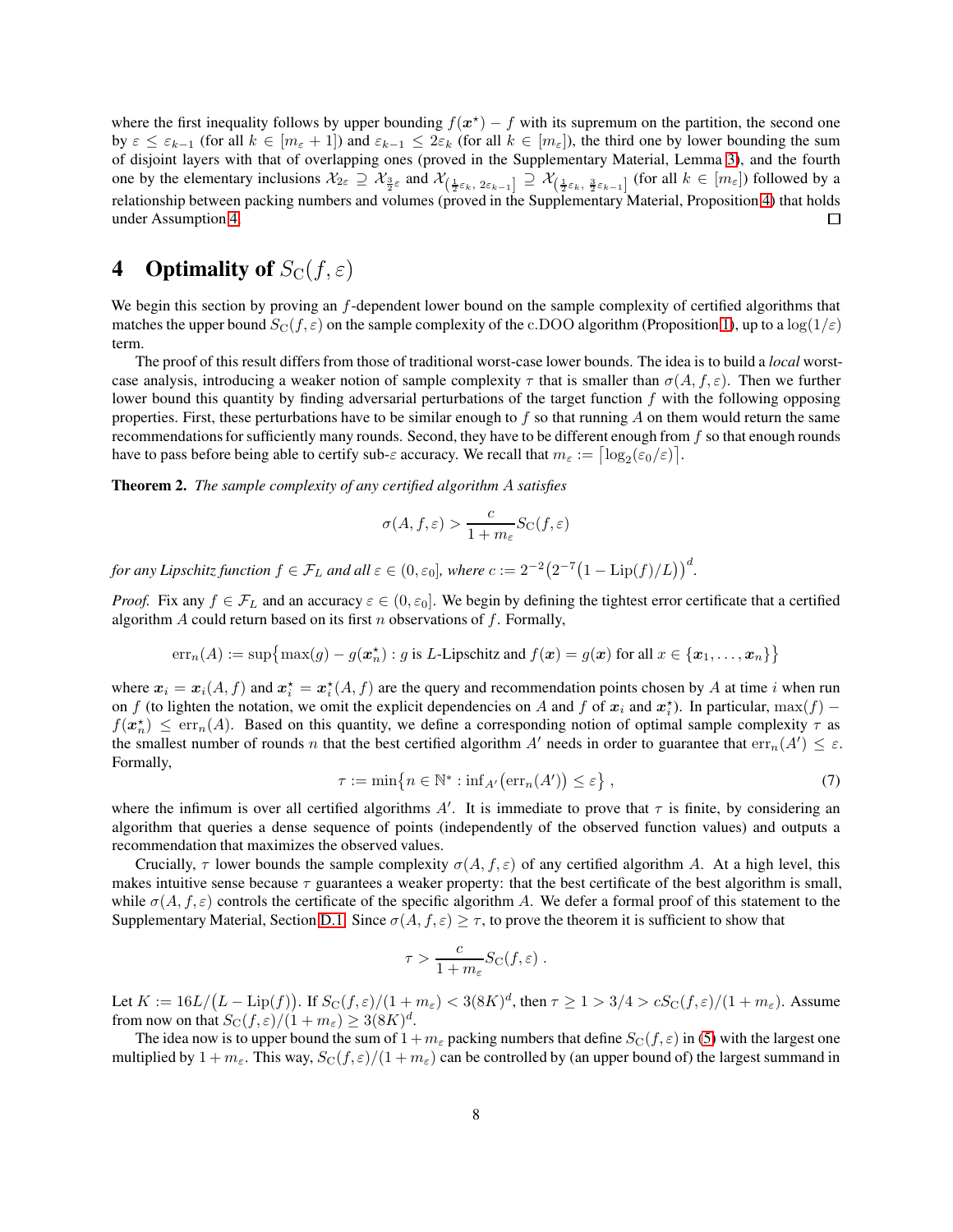where the first inequality follows by upper bounding $f(\boldsymbol{x}^\star) - f$ with its supremum on the partition, the second one by $\varepsilon \le \varepsilon_{k-1}$ (for all $k \in [m_\varepsilon + 1]$) and $\varepsilon_{k-1} \le 2\varepsilon_k$ (for all $k \in [m_\varepsilon]$), the third one by lower bounding the sum of disjoint layers with that of overlapping ones (proved in the Supplementary Material, Lemma 3), and the fourth one by the elementary inclusions $\mathcal{X}_{2\varepsilon} \supseteq \mathcal{X}_{\frac{3}{2}\varepsilon}$ and $\mathcal{X}_{\left(\frac{1}{2}\varepsilon_k,\, 2\varepsilon_{k-1}\right]} \supseteq \mathcal{X}_{\left(\frac{1}{2}\varepsilon_k,\, \frac{3}{2}\varepsilon_{k-1}\right]}$ (for all $k \in [m_\varepsilon]$) followed by a relationship between packing numbers and volumes (proved in the Supplementary Material, Proposition 4) that holds under Assumption 4. □

# 4 Optimality of $S_{\mathrm{C}}(f, \varepsilon)$

We begin this section by proving an $f$-dependent lower bound on the sample complexity of certified algorithms that matches the upper bound $S_{\mathrm{C}}(f, \varepsilon)$ on the sample complexity of the c.DOO algorithm (Proposition 1), up to a $\log(1/\varepsilon)$ term.

The proof of this result differs from those of traditional worst-case lower bounds. The idea is to build a *local* worst-case analysis, introducing a weaker notion of sample complexity $\tau$ that is smaller than $\sigma(A, f, \varepsilon)$. Then we further lower bound this quantity by finding adversarial perturbations of the target function $f$ with the following opposing properties. First, these perturbations have to be similar enough to $f$ so that running $A$ on them would return the same recommendations for sufficiently many rounds. Second, they have to be different enough from $f$ so that enough rounds have to pass before being able to certify sub-$\varepsilon$ accuracy. We recall that $m_\varepsilon := \lceil \log_2(\varepsilon_0/\varepsilon) \rceil$.

**Theorem 2.** *The sample complexity of any certified algorithm $A$ satisfies*

$$\sigma(A, f, \varepsilon) > \frac{c}{1 + m_\varepsilon} S_{\mathrm{C}}(f, \varepsilon)$$

*for any Lipschitz function $f \in \mathcal{F}_L$ and all $\varepsilon \in (0, \varepsilon_0]$, where $c := 2^{-2}\bigl(2^{-7}\bigl(1 - \mathrm{Lip}(f)/L\bigr)\bigr)^d$.*

*Proof.* Fix any $f \in \mathcal{F}_L$ and an accuracy $\varepsilon \in (0, \varepsilon_0]$. We begin by defining the tightest error certificate that a certified algorithm $A$ could return based on its first $n$ observations of $f$. Formally,

$$\mathrm{err}_n(A) := \sup\bigl\{\max(g) - g(\boldsymbol{x}_n^\star) : g \text{ is } L\text{-Lipschitz and } f(\boldsymbol{x}) = g(\boldsymbol{x}) \text{ for all } x \in \{\boldsymbol{x}_1, \dots, \boldsymbol{x}_n\}\bigr\}$$

where $\boldsymbol{x}_i = \boldsymbol{x}_i(A, f)$ and $\boldsymbol{x}_i^\star = \boldsymbol{x}_i^\star(A, f)$ are the query and recommendation points chosen by $A$ at time $i$ when run on $f$ (to lighten the notation, we omit the explicit dependencies on $A$ and $f$ of $\boldsymbol{x}_i$ and $\boldsymbol{x}_i^\star$). In particular, $\max(f) - f(\boldsymbol{x}_n^\star) \le \mathrm{err}_n(A)$. Based on this quantity, we define a corresponding notion of optimal sample complexity $\tau$ as the smallest number of rounds $n$ that the best certified algorithm $A'$ needs in order to guarantee that $\mathrm{err}_n(A') \le \varepsilon$. Formally,

$$\tau := \min\bigl\{n \in \mathbb{N}^* : \inf_{A'}\bigl(\mathrm{err}_n(A')\bigr) \le \varepsilon\bigr\}\ , \tag{7}$$

where the infimum is over all certified algorithms $A'$. It is immediate to prove that $\tau$ is finite, by considering an algorithm that queries a dense sequence of points (independently of the observed function values) and outputs a recommendation that maximizes the observed values.

Crucially, $\tau$ lower bounds the sample complexity $\sigma(A, f, \varepsilon)$ of any certified algorithm $A$. At a high level, this makes intuitive sense because $\tau$ guarantees a weaker property: that the best certificate of the best algorithm is small, while $\sigma(A, f, \varepsilon)$ controls the certificate of the specific algorithm $A$. We defer a formal proof of this statement to the Supplementary Material, Section D.1. Since $\sigma(A, f, \varepsilon) \ge \tau$, to prove the theorem it is sufficient to show that

$$\tau > \frac{c}{1 + m_\varepsilon} S_{\mathrm{C}}(f, \varepsilon)\ .$$

Let $K := 16L/\bigl(L - \mathrm{Lip}(f)\bigr)$. If $S_{\mathrm{C}}(f, \varepsilon)/(1 + m_\varepsilon) < 3(8K)^d$, then $\tau \ge 1 > 3/4 > c S_{\mathrm{C}}(f, \varepsilon)/(1 + m_\varepsilon)$. Assume from now on that $S_{\mathrm{C}}(f, \varepsilon)/(1 + m_\varepsilon) \ge 3(8K)^d$.

The idea now is to upper bound the sum of $1 + m_\varepsilon$ packing numbers that define $S_{\mathrm{C}}(f, \varepsilon)$ in (5) with the largest one multiplied by $1 + m_\varepsilon$. This way, $S_{\mathrm{C}}(f, \varepsilon)/(1 + m_\varepsilon)$ can be controlled by (an upper bound of) the largest summand in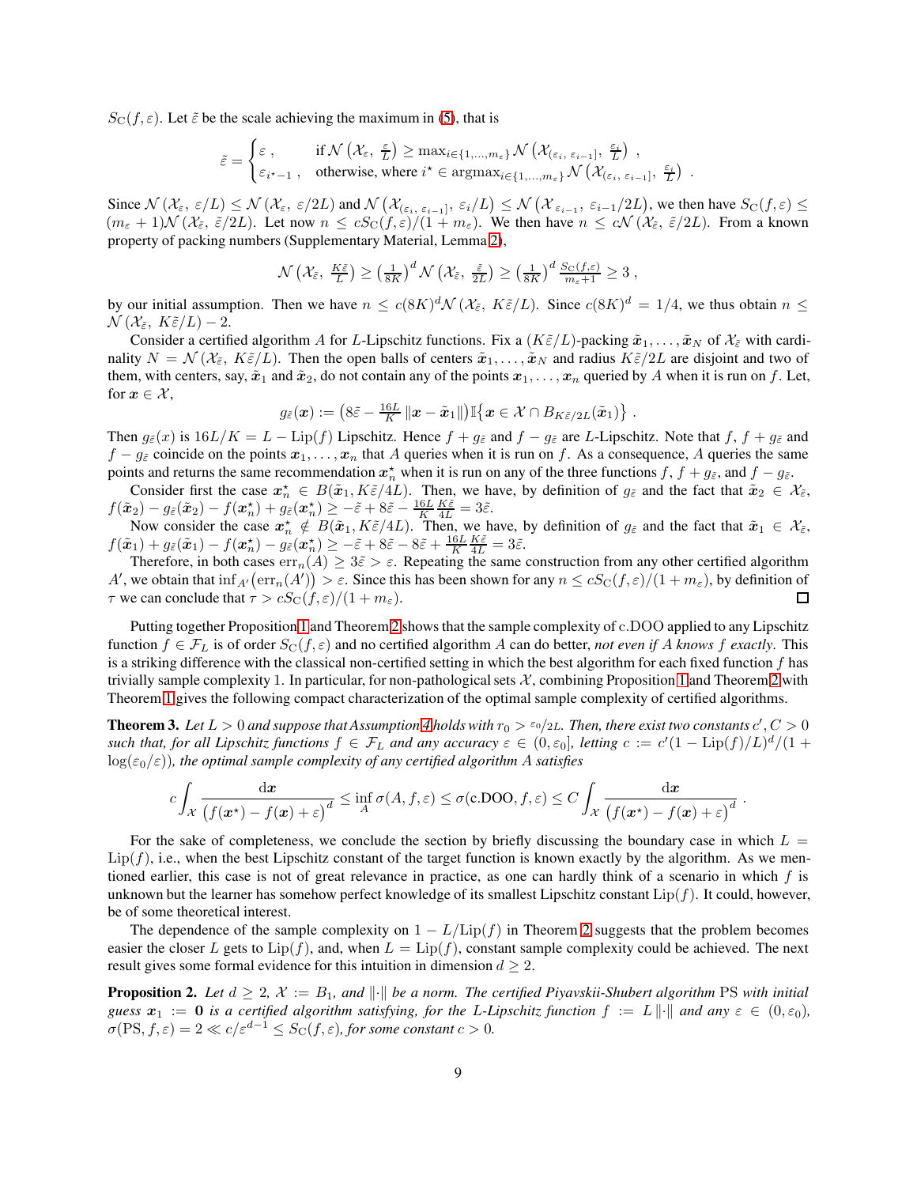$S_{\mathrm{C}}(f,\varepsilon)$. Let $\tilde{\varepsilon}$ be the scale achieving the maximum in (5), that is

$$
\tilde{\varepsilon} = \begin{cases} \varepsilon\,, & \text{if } \mathcal{N}\left(\mathcal{X}_\varepsilon,\ \frac{\varepsilon}{L}\right) \geq \max_{i\in\{1,\dots,m_\varepsilon\}} \mathcal{N}\left(\mathcal{X}_{(\varepsilon_i,\ \varepsilon_{i-1}]},\ \frac{\varepsilon_i}{L}\right)\,, \\ \varepsilon_{i^\star-1}\,, & \text{otherwise, where } i^\star \in \operatorname{argmax}_{i\in\{1,\dots,m_\varepsilon\}} \mathcal{N}\left(\mathcal{X}_{(\varepsilon_i,\ \varepsilon_{i-1}]},\ \frac{\varepsilon_i}{L}\right)\,. \end{cases}
$$

Since $\mathcal{N}\left(\mathcal{X}_\varepsilon,\ \varepsilon/L\right) \leq \mathcal{N}\left(\mathcal{X}_\varepsilon,\ \varepsilon/2L\right)$ and $\mathcal{N}\left(\mathcal{X}_{(\varepsilon_i,\ \varepsilon_{i-1}]},\ \varepsilon_i/L\right) \leq \mathcal{N}\left(\mathcal{X}_{\varepsilon_{i-1}},\ \varepsilon_{i-1}/2L\right)$, we then have $S_{\mathrm{C}}(f,\varepsilon) \leq (m_\varepsilon+1)\mathcal{N}\left(\mathcal{X}_{\tilde{\varepsilon}},\ \tilde{\varepsilon}/2L\right)$. Let now $n \leq c S_{\mathrm{C}}(f,\varepsilon)/(1+m_\varepsilon)$. We then have $n \leq c\mathcal{N}\left(\mathcal{X}_{\tilde{\varepsilon}},\ \tilde{\varepsilon}/2L\right)$. From a known property of packing numbers (Supplementary Material, Lemma 2),

$$
\mathcal{N}\left(\mathcal{X}_{\tilde{\varepsilon}},\ \tfrac{K\tilde{\varepsilon}}{L}\right) \geq \left(\tfrac{1}{8K}\right)^d \mathcal{N}\left(\mathcal{X}_{\tilde{\varepsilon}},\ \tfrac{\tilde{\varepsilon}}{2L}\right) \geq \left(\tfrac{1}{8K}\right)^d \tfrac{S_{\mathrm{C}}(f,\varepsilon)}{m_\varepsilon+1} \geq 3\,,
$$

by our initial assumption. Then we have $n \leq c(8K)^d \mathcal{N}\left(\mathcal{X}_{\tilde{\varepsilon}},\ K\tilde{\varepsilon}/L\right)$. Since $c(8K)^d = 1/4$, we thus obtain $n \leq \mathcal{N}\left(\mathcal{X}_{\tilde{\varepsilon}},\ K\tilde{\varepsilon}/L\right) - 2$.

Consider a certified algorithm $A$ for $L$-Lipschitz functions. Fix a $(K\tilde{\varepsilon}/L)$-packing $\tilde{\boldsymbol{x}}_1,\dots,\tilde{\boldsymbol{x}}_N$ of $\mathcal{X}_{\tilde{\varepsilon}}$ with cardinality $N = \mathcal{N}\left(\mathcal{X}_{\tilde{\varepsilon}},\ K\tilde{\varepsilon}/L\right)$. Then the open balls of centers $\tilde{\boldsymbol{x}}_1,\dots,\tilde{\boldsymbol{x}}_N$ and radius $K\tilde{\varepsilon}/2L$ are disjoint and two of them, with centers, say, $\tilde{\boldsymbol{x}}_1$ and $\tilde{\boldsymbol{x}}_2$, do not contain any of the points $\boldsymbol{x}_1,\dots,\boldsymbol{x}_n$ queried by $A$ when it is run on $f$. Let, for $\boldsymbol{x}\in\mathcal{X}$,

$$
g_{\tilde{\varepsilon}}(\boldsymbol{x}) := \left(8\tilde{\varepsilon} - \tfrac{16L}{K}\left\|\boldsymbol{x} - \tilde{\boldsymbol{x}}_1\right\|\right)\mathbb{I}\left\{\boldsymbol{x}\in\mathcal{X}\cap B_{K\tilde{\varepsilon}/2L}(\tilde{\boldsymbol{x}}_1)\right\}\,.
$$

Then $g_{\tilde{\varepsilon}}(x)$ is $16L/K = L - \mathrm{Lip}(f)$ Lipschitz. Hence $f + g_{\tilde{\varepsilon}}$ and $f - g_{\tilde{\varepsilon}}$ are $L$-Lipschitz. Note that $f$, $f+g_{\tilde{\varepsilon}}$ and $f - g_{\tilde{\varepsilon}}$ coincide on the points $\boldsymbol{x}_1,\dots,\boldsymbol{x}_n$ that $A$ queries when it is run on $f$. As a consequence, $A$ queries the same points and returns the same recommendation $\boldsymbol{x}^\star_n$ when it is run on any of the three functions $f$, $f+g_{\tilde{\varepsilon}}$, and $f-g_{\tilde{\varepsilon}}$.

Consider first the case $\boldsymbol{x}^\star_n \in B(\tilde{\boldsymbol{x}}_1, K\tilde{\varepsilon}/4L)$. Then, we have, by definition of $g_{\tilde{\varepsilon}}$ and the fact that $\tilde{\boldsymbol{x}}_2 \in \mathcal{X}_{\tilde{\varepsilon}}$, $f(\tilde{\boldsymbol{x}}_2) - g_{\tilde{\varepsilon}}(\tilde{\boldsymbol{x}}_2) - f(\boldsymbol{x}^\star_n) + g_{\tilde{\varepsilon}}(\boldsymbol{x}^\star_n) \geq -\tilde{\varepsilon} + 8\tilde{\varepsilon} - \frac{16L}{K}\frac{K\tilde{\varepsilon}}{4L} = 3\tilde{\varepsilon}$.

Now consider the case $\boldsymbol{x}^\star_n \notin B(\tilde{\boldsymbol{x}}_1, K\tilde{\varepsilon}/4L)$. Then, we have, by definition of $g_{\tilde{\varepsilon}}$ and the fact that $\tilde{\boldsymbol{x}}_1 \in \mathcal{X}_{\tilde{\varepsilon}}$, $f(\tilde{\boldsymbol{x}}_1) + g_{\tilde{\varepsilon}}(\tilde{\boldsymbol{x}}_1) - f(\boldsymbol{x}^\star_n) - g_{\tilde{\varepsilon}}(\boldsymbol{x}^\star_n) \geq -\tilde{\varepsilon} + 8\tilde{\varepsilon} - 8\tilde{\varepsilon} + \frac{16L}{K}\frac{K\tilde{\varepsilon}}{4L} = 3\tilde{\varepsilon}$.

Therefore, in both cases $\mathrm{err}_n(A) \geq 3\tilde{\varepsilon} > \varepsilon$. Repeating the same construction from any other certified algorithm $A'$, we obtain that $\inf_{A'}\left(\mathrm{err}_n(A')\right) > \varepsilon$. Since this has been shown for any $n \leq c S_{\mathrm{C}}(f,\varepsilon)/(1+m_\varepsilon)$, by definition of $\tau$ we can conclude that $\tau > c S_{\mathrm{C}}(f,\varepsilon)/(1+m_\varepsilon)$. □

Putting together Proposition 1 and Theorem 2 shows that the sample complexity of c.DOO applied to any Lipschitz function $f\in\mathcal{F}_L$ is of order $S_{\mathrm{C}}(f,\varepsilon)$ and no certified algorithm $A$ can do better, *not even if $A$ knows $f$ exactly*. This is a striking difference with the classical non-certified setting in which the best algorithm for each fixed function $f$ has trivially sample complexity 1. In particular, for non-pathological sets $\mathcal{X}$, combining Proposition 1 and Theorem 2 with Theorem 1 gives the following compact characterization of the optimal sample complexity of certified algorithms.

**Theorem 3.** *Let $L>0$ and suppose that Assumption 4 holds with $r_0 > \varepsilon_0/2L$. Then, there exist two constants $c', C > 0$ such that, for all Lipschitz functions $f\in\mathcal{F}_L$ and any accuracy $\varepsilon\in(0,\varepsilon_0]$, letting $c := c'(1-\mathrm{Lip}(f)/L)^d/(1+\log(\varepsilon_0/\varepsilon))$, the optimal sample complexity of any certified algorithm $A$ satisfies*

$$
c\int_{\mathcal{X}} \frac{\mathrm{d}\boldsymbol{x}}{\left(f(\boldsymbol{x}^\star) - f(\boldsymbol{x}) + \varepsilon\right)^d} \leq \inf_A \sigma(A,f,\varepsilon) \leq \sigma(\mathrm{c.DOO},f,\varepsilon) \leq C\int_{\mathcal{X}} \frac{\mathrm{d}\boldsymbol{x}}{\left(f(\boldsymbol{x}^\star) - f(\boldsymbol{x}) + \varepsilon\right)^d}\,.
$$

For the sake of completeness, we conclude the section by briefly discussing the boundary case in which $L = \mathrm{Lip}(f)$, i.e., when the best Lipschitz constant of the target function is known exactly by the algorithm. As we mentioned earlier, this case is not of great relevance in practice, as one can hardly think of a scenario in which $f$ is unknown but the learner has somehow perfect knowledge of its smallest Lipschitz constant $\mathrm{Lip}(f)$. It could, however, be of some theoretical interest.

The dependence of the sample complexity on $1 - L/\mathrm{Lip}(f)$ in Theorem 2 suggests that the problem becomes easier the closer $L$ gets to $\mathrm{Lip}(f)$, and, when $L=\mathrm{Lip}(f)$, constant sample complexity could be achieved. The next result gives some formal evidence for this intuition in dimension $d\geq 2$.

**Proposition 2.** *Let $d\geq 2$, $\mathcal{X} := B_1$, and $\|\cdot\|$ be a norm. The certified Piyavskii-Shubert algorithm PS with initial guess $\boldsymbol{x}_1 := \mathbf{0}$ is a certified algorithm satisfying, for the $L$-Lipschitz function $f := L\|\cdot\|$ and any $\varepsilon\in(0,\varepsilon_0)$, $\sigma(\mathrm{PS},f,\varepsilon) = 2 \ll c/\varepsilon^{d-1} \leq S_{\mathrm{C}}(f,\varepsilon)$, for some constant $c>0$.*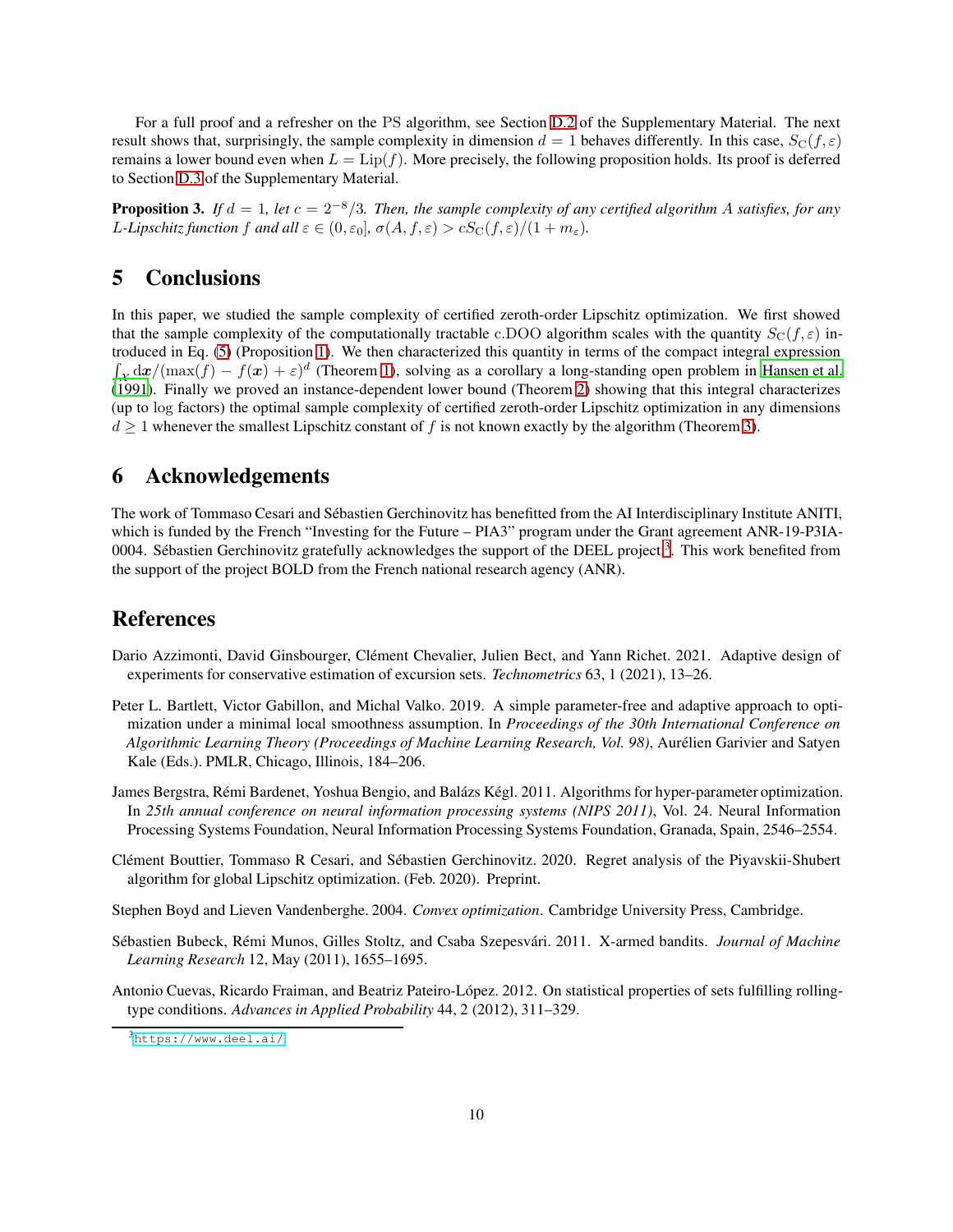For a full proof and a refresher on the PS algorithm, see Section D.2 of the Supplementary Material. The next result shows that, surprisingly, the sample complexity in dimension $d = 1$ behaves differently. In this case, $S_{\mathrm{C}}(f, \varepsilon)$ remains a lower bound even when $L = \mathrm{Lip}(f)$. More precisely, the following proposition holds. Its proof is deferred to Section D.3 of the Supplementary Material.

**Proposition 3.** *If $d = 1$, let $c = 2^{-8}/3$. Then, the sample complexity of any certified algorithm $A$ satisfies, for any $L$-Lipschitz function $f$ and all $\varepsilon \in (0, \varepsilon_0]$, $\sigma(A, f, \varepsilon) > c S_{\mathrm{C}}(f, \varepsilon)/(1 + m_\varepsilon)$.*

## 5 Conclusions

In this paper, we studied the sample complexity of certified zeroth-order Lipschitz optimization. We first showed that the sample complexity of the computationally tractable c.DOO algorithm scales with the quantity $S_{\mathrm{C}}(f, \varepsilon)$ introduced in Eq. (5) (Proposition 1). We then characterized this quantity in terms of the compact integral expression $\int_{\mathcal{X}} \mathrm{d}\boldsymbol{x}/(\max(f) - f(\boldsymbol{x}) + \varepsilon)^d$ (Theorem 1), solving as a corollary a long-standing open problem in Hansen et al. (1991). Finally we proved an instance-dependent lower bound (Theorem 2) showing that this integral characterizes (up to log factors) the optimal sample complexity of certified zeroth-order Lipschitz optimization in any dimensions $d \geq 1$ whenever the smallest Lipschitz constant of $f$ is not known exactly by the algorithm (Theorem 3).

## 6 Acknowledgements

The work of Tommaso Cesari and Sébastien Gerchinovitz has benefitted from the AI Interdisciplinary Institute ANITI, which is funded by the French "Investing for the Future – PIA3" program under the Grant agreement ANR-19-P3IA-0004. Sébastien Gerchinovitz gratefully acknowledges the support of the DEEL project[3]. This work benefited from the support of the project BOLD from the French national research agency (ANR).

## References

Dario Azzimonti, David Ginsbourger, Clément Chevalier, Julien Bect, and Yann Richet. 2021. Adaptive design of experiments for conservative estimation of excursion sets. *Technometrics* 63, 1 (2021), 13–26.

Peter L. Bartlett, Victor Gabillon, and Michal Valko. 2019. A simple parameter-free and adaptive approach to optimization under a minimal local smoothness assumption. In *Proceedings of the 30th International Conference on Algorithmic Learning Theory (Proceedings of Machine Learning Research, Vol. 98)*, Aurélien Garivier and Satyen Kale (Eds.). PMLR, Chicago, Illinois, 184–206.

James Bergstra, Rémi Bardenet, Yoshua Bengio, and Balázs Kégl. 2011. Algorithms for hyper-parameter optimization. In *25th annual conference on neural information processing systems (NIPS 2011)*, Vol. 24. Neural Information Processing Systems Foundation, Neural Information Processing Systems Foundation, Granada, Spain, 2546–2554.

Clément Bouttier, Tommaso R Cesari, and Sébastien Gerchinovitz. 2020. Regret analysis of the Piyavskii-Shubert algorithm for global Lipschitz optimization. (Feb. 2020). Preprint.

Stephen Boyd and Lieven Vandenberghe. 2004. *Convex optimization*. Cambridge University Press, Cambridge.

Sébastien Bubeck, Rémi Munos, Gilles Stoltz, and Csaba Szepesvári. 2011. X-armed bandits. *Journal of Machine Learning Research* 12, May (2011), 1655–1695.

Antonio Cuevas, Ricardo Fraiman, and Beatriz Pateiro-López. 2012. On statistical properties of sets fulfilling rolling-type conditions. *Advances in Applied Probability* 44, 2 (2012), 311–329.

[3] https://www.deel.ai/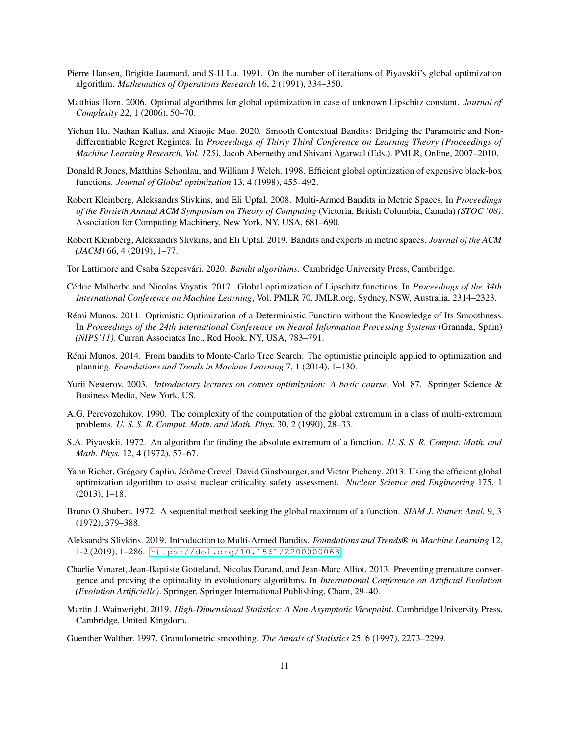Pierre Hansen, Brigitte Jaumard, and S-H Lu. 1991. On the number of iterations of Piyavskii's global optimization algorithm. *Mathematics of Operations Research* 16, 2 (1991), 334–350.

Matthias Horn. 2006. Optimal algorithms for global optimization in case of unknown Lipschitz constant. *Journal of Complexity* 22, 1 (2006), 50–70.

Yichun Hu, Nathan Kallus, and Xiaojie Mao. 2020. Smooth Contextual Bandits: Bridging the Parametric and Non-differentiable Regret Regimes. In *Proceedings of Thirty Third Conference on Learning Theory (Proceedings of Machine Learning Research, Vol. 125)*, Jacob Abernethy and Shivani Agarwal (Eds.). PMLR, Online, 2007–2010.

Donald R Jones, Matthias Schonlau, and William J Welch. 1998. Efficient global optimization of expensive black-box functions. *Journal of Global optimization* 13, 4 (1998), 455–492.

Robert Kleinberg, Aleksandrs Slivkins, and Eli Upfal. 2008. Multi-Armed Bandits in Metric Spaces. In *Proceedings of the Fortieth Annual ACM Symposium on Theory of Computing* (Victoria, British Columbia, Canada) *(STOC '08)*. Association for Computing Machinery, New York, NY, USA, 681–690.

Robert Kleinberg, Aleksandrs Slivkins, and Eli Upfal. 2019. Bandits and experts in metric spaces. *Journal of the ACM (JACM)* 66, 4 (2019), 1–77.

Tor Lattimore and Csaba Szepesvári. 2020. *Bandit algorithms*. Cambridge University Press, Cambridge.

Cédric Malherbe and Nicolas Vayatis. 2017. Global optimization of Lipschitz functions. In *Proceedings of the 34th International Conference on Machine Learning*, Vol. PMLR 70. JMLR.org, Sydney, NSW, Australia, 2314–2323.

Rémi Munos. 2011. Optimistic Optimization of a Deterministic Function without the Knowledge of Its Smoothness. In *Proceedings of the 24th International Conference on Neural Information Processing Systems* (Granada, Spain) *(NIPS'11)*. Curran Associates Inc., Red Hook, NY, USA, 783–791.

Rémi Munos. 2014. From bandits to Monte-Carlo Tree Search: The optimistic principle applied to optimization and planning. *Foundations and Trends in Machine Learning* 7, 1 (2014), 1–130.

Yurii Nesterov. 2003. *Introductory lectures on convex optimization: A basic course*. Vol. 87. Springer Science & Business Media, New York, US.

A.G. Perevozchikov. 1990. The complexity of the computation of the global extremum in a class of multi-extremum problems. *U. S. S. R. Comput. Math. and Math. Phys.* 30, 2 (1990), 28–33.

S.A. Piyavskii. 1972. An algorithm for finding the absolute extremum of a function. *U. S. S. R. Comput. Math. and Math. Phys.* 12, 4 (1972), 57–67.

Yann Richet, Grégory Caplin, Jérôme Crevel, David Ginsbourger, and Victor Picheny. 2013. Using the efficient global optimization algorithm to assist nuclear criticality safety assessment. *Nuclear Science and Engineering* 175, 1 (2013), 1–18.

Bruno O Shubert. 1972. A sequential method seeking the global maximum of a function. *SIAM J. Numer. Anal.* 9, 3 (1972), 379–388.

Aleksandrs Slivkins. 2019. Introduction to Multi-Armed Bandits. *Foundations and Trends® in Machine Learning* 12, 1-2 (2019), 1–286. https://doi.org/10.1561/2200000068

Charlie Vanaret, Jean-Baptiste Gotteland, Nicolas Durand, and Jean-Marc Alliot. 2013. Preventing premature convergence and proving the optimality in evolutionary algorithms. In *International Conference on Artificial Evolution (Evolution Artificielle)*. Springer, Springer International Publishing, Cham, 29–40.

Martin J. Wainwright. 2019. *High-Dimensional Statistics: A Non-Asymptotic Viewpoint*. Cambridge University Press, Cambridge, United Kingdom.

Guenther Walther. 1997. Granulometric smoothing. *The Annals of Statistics* 25, 6 (1997), 2273–2299.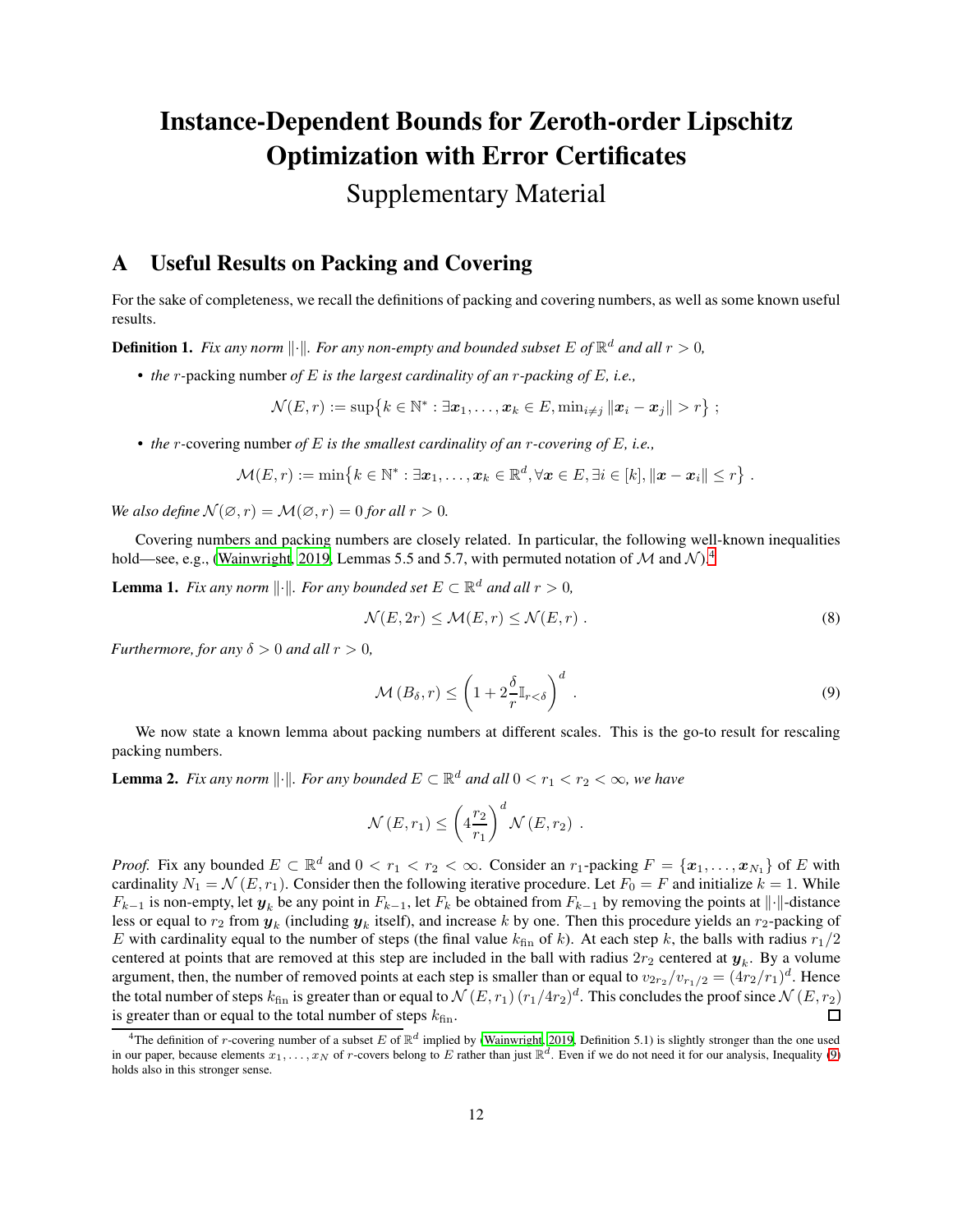# Instance-Dependent Bounds for Zeroth-order Lipschitz Optimization with Error Certificates

## Supplementary Material

## A Useful Results on Packing and Covering

For the sake of completeness, we recall the definitions of packing and covering numbers, as well as some known useful results.

**Definition 1.** *Fix any norm $\|\cdot\|$. For any non-empty and bounded subset $E$ of $\mathbb{R}^d$ and all $r > 0$,*

- *the $r$-packing number of $E$ is the largest cardinality of an $r$-packing of $E$, i.e.,*

$$\mathcal{N}(E, r) := \sup\bigl\{k \in \mathbb{N}^* : \exists \boldsymbol{x}_1, \dots, \boldsymbol{x}_k \in E, \min_{i \neq j} \|\boldsymbol{x}_i - \boldsymbol{x}_j\| > r\bigr\} \ ;$$

- *the $r$-covering number of $E$ is the smallest cardinality of an $r$-covering of $E$, i.e.,*

$$\mathcal{M}(E, r) := \min\bigl\{k \in \mathbb{N}^* : \exists \boldsymbol{x}_1, \dots, \boldsymbol{x}_k \in \mathbb{R}^d, \forall \boldsymbol{x} \in E, \exists i \in [k], \|\boldsymbol{x} - \boldsymbol{x}_i\| \leq r\bigr\} \ .$$

*We also define $\mathcal{N}(\varnothing, r) = \mathcal{M}(\varnothing, r) = 0$ for all $r > 0$.*

Covering numbers and packing numbers are closely related. In particular, the following well-known inequalities hold—see, e.g., (Wainwright, 2019, Lemmas 5.5 and 5.7, with permuted notation of $\mathcal{M}$ and $\mathcal{N}$).[4]

**Lemma 1.** *Fix any norm $\|\cdot\|$. For any bounded set $E \subset \mathbb{R}^d$ and all $r > 0$,*

$$\mathcal{N}(E, 2r) \leq \mathcal{M}(E, r) \leq \mathcal{N}(E, r) \ . \tag{8}$$

*Furthermore, for any $\delta > 0$ and all $r > 0$,*

$$\mathcal{M}\left(B_\delta, r\right) \leq \left(1 + 2\frac{\delta}{r}\mathbb{I}_{r<\delta}\right)^d \ . \tag{9}$$

We now state a known lemma about packing numbers at different scales. This is the go-to result for rescaling packing numbers.

**Lemma 2.** *Fix any norm $\|\cdot\|$. For any bounded $E \subset \mathbb{R}^d$ and all $0 < r_1 < r_2 < \infty$, we have*

$$\mathcal{N}\left(E, r_1\right) \leq \left(4\frac{r_2}{r_1}\right)^d \mathcal{N}\left(E, r_2\right) \ .$$

*Proof.* Fix any bounded $E \subset \mathbb{R}^d$ and $0 < r_1 < r_2 < \infty$. Consider an $r_1$-packing $F = \{\boldsymbol{x}_1, \dots, \boldsymbol{x}_{N_1}\}$ of $E$ with cardinality $N_1 = \mathcal{N}\left(E, r_1\right)$. Consider then the following iterative procedure. Let $F_0 = F$ and initialize $k = 1$. While $F_{k-1}$ is non-empty, let $\boldsymbol{y}_k$ be any point in $F_{k-1}$, let $F_k$ be obtained from $F_{k-1}$ by removing the points at $\|\cdot\|$-distance less or equal to $r_2$ from $\boldsymbol{y}_k$ (including $\boldsymbol{y}_k$ itself), and increase $k$ by one. Then this procedure yields an $r_2$-packing of $E$ with cardinality equal to the number of steps (the final value $k_{\text{fin}}$ of $k$). At each step $k$, the balls with radius $r_1/2$ centered at points that are removed at this step are included in the ball with radius $2r_2$ centered at $\boldsymbol{y}_k$. By a volume argument, then, the number of removed points at each step is smaller than or equal to $v_{2r_2}/v_{r_1/2} = (4r_2/r_1)^d$. Hence the total number of steps $k_{\text{fin}}$ is greater than or equal to $\mathcal{N}\left(E, r_1\right)(r_1/4r_2)^d$. This concludes the proof since $\mathcal{N}\left(E, r_2\right)$ is greater than or equal to the total number of steps $k_{\text{fin}}$. $\square$

---

[4] The definition of $r$-covering number of a subset $E$ of $\mathbb{R}^d$ implied by (Wainwright, 2019, Definition 5.1) is slightly stronger than the one used in our paper, because elements $x_1, \dots, x_N$ of $r$-covers belong to $E$ rather than just $\mathbb{R}^d$. Even if we do not need it for our analysis, Inequality (9) holds also in this stronger sense.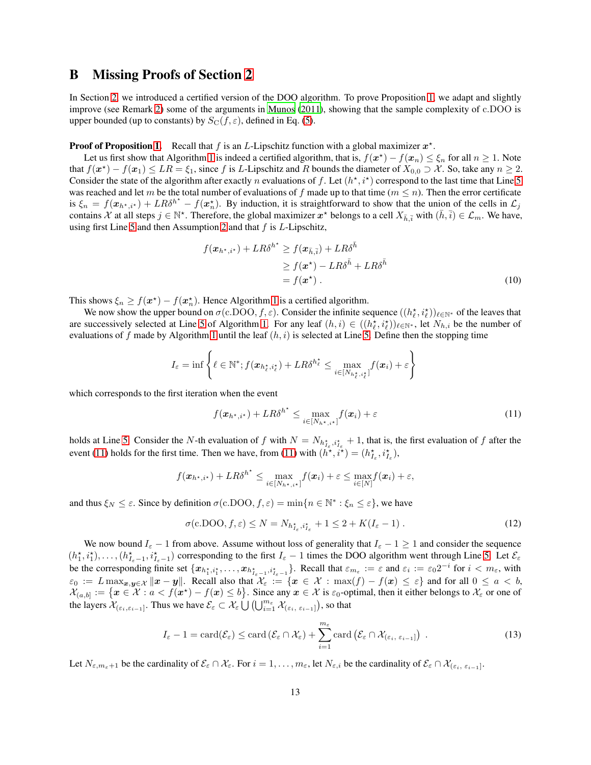# B Missing Proofs of Section 2

In Section 2, we introduced a certified version of the DOO algorithm. To prove Proposition 1, we adapt and slightly improve (see Remark 2) some of the arguments in Munos (2011), showing that the sample complexity of c.DOO is upper bounded (up to constants) by $S_{\mathrm{C}}(f, \varepsilon)$, defined in Eq. (5).

**Proof of Proposition 1.** Recall that $f$ is an $L$-Lipschitz function with a global maximizer $\boldsymbol{x}^\star$.

Let us first show that Algorithm 1 is indeed a certified algorithm, that is, $f(\boldsymbol{x}^\star) - f(\boldsymbol{x}_n) \leq \xi_n$ for all $n \geq 1$. Note that $f(\boldsymbol{x}^\star) - f(\boldsymbol{x}_1) \leq LR = \xi_1$, since $f$ is $L$-Lipschitz and $R$ bounds the diameter of $X_{0,0} \supset \mathcal{X}$. So, take any $n \geq 2$. Consider the state of the algorithm after exactly $n$ evaluations of $f$. Let $(h^\star, i^\star)$ correspond to the last time that Line 5 was reached and let $m$ be the total number of evaluations of $f$ made up to that time ($m \leq n$). Then the error certificate is $\xi_n = f(\boldsymbol{x}_{h^\star, i^\star}) + LR\delta^{h^\star} - f(\boldsymbol{x}^\star_n)$. By induction, it is straightforward to show that the union of the cells in $\mathcal{L}_j$ contains $\mathcal{X}$ at all steps $j \in \mathbb{N}^\star$. Therefore, the global maximizer $\boldsymbol{x}^\star$ belongs to a cell $X_{\bar{h},\bar{i}}$ with $(\bar{h}, \bar{i}) \in \mathcal{L}_m$. We have, using first Line 5 and then Assumption 2 and that $f$ is $L$-Lipschitz,

$$
\begin{aligned}
f(\boldsymbol{x}_{h^\star, i^\star}) + LR\delta^{h^\star} &\geq f(\boldsymbol{x}_{\bar{h},\bar{i}}) + LR\delta^{\bar{h}} \\
&\geq f(\boldsymbol{x}^\star) - LR\delta^{\bar{h}} + LR\delta^{\bar{h}} \\
&= f(\boldsymbol{x}^\star) \,.
\end{aligned} \tag{10}
$$

This shows $\xi_n \geq f(\boldsymbol{x}^\star) - f(\boldsymbol{x}^\star_n)$. Hence Algorithm 1 is a certified algorithm.

We now show the upper bound on $\sigma(\mathrm{c.DOO}, f, \varepsilon)$. Consider the infinite sequence $((h^\star_\ell, i^\star_\ell))_{\ell \in \mathbb{N}^*}$ of the leaves that are successively selected at Line 5 of Algorithm 1. For any leaf $(h, i) \in ((h^\star_\ell, i^\star_\ell))_{\ell \in \mathbb{N}^*}$, let $N_{h,i}$ be the number of evaluations of $f$ made by Algorithm 1 until the leaf $(h, i)$ is selected at Line 5. Define then the stopping time

$$
I_\varepsilon = \inf \left\{ \ell \in \mathbb{N}^*; f(\boldsymbol{x}_{h^\star_\ell, i^\star_\ell}) + LR\delta^{h^\star_\ell} \leq \max_{i \in [N_{h^\star_\ell, i^\star_\ell}]} f(\boldsymbol{x}_i) + \varepsilon \right\}
$$

which corresponds to the first iteration when the event

$$
f(\boldsymbol{x}_{h^\star, i^\star}) + LR\delta^{h^\star} \leq \max_{i \in [N_{h^\star, i^\star}]} f(\boldsymbol{x}_i) + \varepsilon \tag{11}
$$

holds at Line 5. Consider the $N$-th evaluation of $f$ with $N = N_{h^\star_{I_\varepsilon}, i^\star_{I_\varepsilon}} + 1$, that is, the first evaluation of $f$ after the event (11) holds for the first time. Then we have, from (11) with $(h^\star, i^\star) = (h^\star_{I_\varepsilon}, i^\star_{I_\varepsilon})$,

$$
f(\boldsymbol{x}_{h^\star, i^\star}) + LR\delta^{h^\star} \leq \max_{i \in [N_{h^\star, i^\star}]} f(\boldsymbol{x}_i) + \varepsilon \leq \max_{i \in [N]} f(\boldsymbol{x}_i) + \varepsilon,
$$

and thus $\xi_N \leq \varepsilon$. Since by definition $\sigma(\mathrm{c.DOO}, f, \varepsilon) = \min\{n \in \mathbb{N}^* : \xi_n \leq \varepsilon\}$, we have

$$
\sigma(\mathrm{c.DOO}, f, \varepsilon) \leq N = N_{h^\star_{I_\varepsilon}, i^\star_{I_\varepsilon}} + 1 \leq 2 + K(I_\varepsilon - 1) \,. \tag{12}
$$

We now bound $I_\varepsilon - 1$ from above. Assume without loss of generality that $I_\varepsilon - 1 \geq 1$ and consider the sequence $(h^\star_1, i^\star_1), \ldots, (h^\star_{I_\varepsilon - 1}, i^\star_{I_\varepsilon - 1})$ corresponding to the first $I_\varepsilon - 1$ times the DOO algorithm went through Line 5. Let $\mathcal{E}_\varepsilon$ be the corresponding finite set $\{\boldsymbol{x}_{h^\star_1, i^\star_1}, \ldots, \boldsymbol{x}_{h^\star_{I_\varepsilon - 1}, i^\star_{I_\varepsilon - 1}}\}$. Recall that $\varepsilon_{m_\varepsilon} := \varepsilon$ and $\varepsilon_i := \varepsilon_0 2^{-i}$ for $i < m_\varepsilon$, with $\varepsilon_0 := L \max_{\boldsymbol{x}, \boldsymbol{y} \in \mathcal{X}} \|\boldsymbol{x} - \boldsymbol{y}\|$. Recall also that $\mathcal{X}_\varepsilon := \{\boldsymbol{x} \in \mathcal{X} : \max(f) - f(\boldsymbol{x}) \leq \varepsilon\}$ and for all $0 \leq a < b$, $\mathcal{X}_{(a,b]} := \{\boldsymbol{x} \in \mathcal{X} : a < f(\boldsymbol{x}^\star) - f(\boldsymbol{x}) \leq b\}$. Since any $\boldsymbol{x} \in \mathcal{X}$ is $\varepsilon_0$-optimal, then it either belongs to $\mathcal{X}_\varepsilon$ or one of the layers $\mathcal{X}_{(\varepsilon_i, \varepsilon_{i-1}]}$. Thus we have $\mathcal{E}_\varepsilon \subset \mathcal{X}_\varepsilon \bigcup \left(\bigcup_{i=1}^{m_\varepsilon} \mathcal{X}_{(\varepsilon_i,\, \varepsilon_{i-1}]}\right)$, so that

$$
I_\varepsilon - 1 = \mathrm{card}(\mathcal{E}_\varepsilon) \leq \mathrm{card}\left(\mathcal{E}_\varepsilon \cap \mathcal{X}_\varepsilon\right) + \sum_{i=1}^{m_\varepsilon} \mathrm{card}\left(\mathcal{E}_\varepsilon \cap \mathcal{X}_{(\varepsilon_i,\, \varepsilon_{i-1}]}\right) \,. \tag{13}
$$

Let $N_{\varepsilon, m_\varepsilon + 1}$ be the cardinality of $\mathcal{E}_\varepsilon \cap \mathcal{X}_\varepsilon$. For $i = 1, \ldots, m_\varepsilon$, let $N_{\varepsilon, i}$ be the cardinality of $\mathcal{E}_\varepsilon \cap \mathcal{X}_{(\varepsilon_i,\, \varepsilon_{i-1}]}$.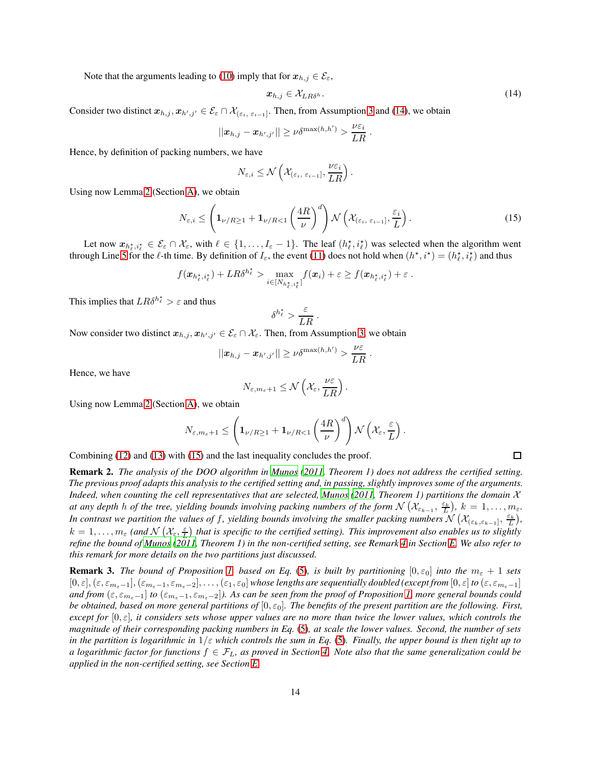Note that the arguments leading to (10) imply that for $\boldsymbol{x}_{h,j} \in \mathcal{E}_\varepsilon$,

$$\boldsymbol{x}_{h,j} \in \mathcal{X}_{LR\delta^h}. \tag{14}$$

Consider two distinct $\boldsymbol{x}_{h,j}, \boldsymbol{x}_{h',j'} \in \mathcal{E}_\varepsilon \cap \mathcal{X}_{(\varepsilon_i,\, \varepsilon_{i-1}]}$. Then, from Assumption 3 and (14), we obtain

$$||\boldsymbol{x}_{h,j} - \boldsymbol{x}_{h',j'}|| \geq \nu \delta^{\max(h,h')} > \frac{\nu \varepsilon_i}{LR}.$$

Hence, by definition of packing numbers, we have

$$N_{\varepsilon,i} \leq \mathcal{N}\left(\mathcal{X}_{(\varepsilon_i,\, \varepsilon_{i-1}]}, \frac{\nu \varepsilon_i}{LR}\right).$$

Using now Lemma 2 (Section A), we obtain

$$N_{\varepsilon,i} \leq \left(\mathbf{1}_{\nu/R \geq 1} + \mathbf{1}_{\nu/R<1}\left(\frac{4R}{\nu}\right)^d\right) \mathcal{N}\left(\mathcal{X}_{(\varepsilon_i,\, \varepsilon_{i-1}]}, \frac{\varepsilon_i}{L}\right). \tag{15}$$

Let now $\boldsymbol{x}_{h^\star_\ell, i^\star_\ell} \in \mathcal{E}_\varepsilon \cap \mathcal{X}_\varepsilon$, with $\ell \in \{1, \ldots, I_\varepsilon - 1\}$. The leaf $(h^\star_\ell, i^\star_\ell)$ was selected when the algorithm went through Line 5 for the $\ell$-th time. By definition of $I_\varepsilon$, the event (11) does not hold when $(h^\star, i^\star) = (h^\star_\ell, i^\star_\ell)$ and thus

$$f(\boldsymbol{x}_{h^\star_\ell, i^\star_\ell}) + LR\delta^{h^\star_\ell} > \max_{i \in [N_{h^\star_\ell, i^\star_\ell}]} f(\boldsymbol{x}_i) + \varepsilon \geq f(\boldsymbol{x}_{h^\star_\ell, i^\star_\ell}) + \varepsilon.$$

This implies that $LR\delta^{h^\star_\ell} > \varepsilon$ and thus

$$\delta^{h^\star_\ell} > \frac{\varepsilon}{LR}.$$

Now consider two distinct $\boldsymbol{x}_{h,j}, \boldsymbol{x}_{h',j'} \in \mathcal{E}_\varepsilon \cap \mathcal{X}_\varepsilon$. Then, from Assumption 3, we obtain

$$||\boldsymbol{x}_{h,j} - \boldsymbol{x}_{h',j'}|| \geq \nu \delta^{\max(h,h')} > \frac{\nu \varepsilon}{LR}.$$

Hence, we have

$$N_{\varepsilon, m_\varepsilon+1} \leq \mathcal{N}\left(\mathcal{X}_\varepsilon, \frac{\nu\varepsilon}{LR}\right).$$

Using now Lemma 2 (Section A), we obtain

$$N_{\varepsilon, m_\varepsilon+1} \leq \left(\mathbf{1}_{\nu/R \geq 1} + \mathbf{1}_{\nu/R<1}\left(\frac{4R}{\nu}\right)^d\right) \mathcal{N}\left(\mathcal{X}_\varepsilon, \frac{\varepsilon}{L}\right).$$

Combining (12) and (13) with (15) and the last inequality concludes the proof. □

**Remark 2.** *The analysis of the DOO algorithm in Munos (2011, Theorem 1) does not address the certified setting. The previous proof adapts this analysis to the certified setting and, in passing, slightly improves some of the arguments. Indeed, when counting the cell representatives that are selected, Munos (2011, Theorem 1) partitions the domain $\mathcal{X}$ at any depth $h$ of the tree, yielding bounds involving packing numbers of the form $\mathcal{N}\left(\mathcal{X}_{\varepsilon_{k-1}}, \frac{\varepsilon_k}{L}\right)$, $k = 1, \ldots, m_\varepsilon$. In contrast we partition the values of $f$, yielding bounds involving the smaller packing numbers $\mathcal{N}\left(\mathcal{X}_{(\varepsilon_k, \varepsilon_{k-1}]}, \frac{\varepsilon_k}{L}\right)$, $k = 1, \ldots, m_\varepsilon$ (and $\mathcal{N}\left(\mathcal{X}_\varepsilon, \frac{\varepsilon}{L}\right)$ that is specific to the certified setting). This improvement also enables us to slightly refine the bound of Munos (2011, Theorem 1) in the non-certified setting, see Remark 4 in Section E. We also refer to this remark for more details on the two partitions just discussed.*

**Remark 3.** *The bound of Proposition 1 based on Eq. (5), is built by partitioning $[0, \varepsilon_0]$ into the $m_\varepsilon + 1$ sets $[0, \varepsilon], (\varepsilon, \varepsilon_{m_\varepsilon-1}], (\varepsilon_{m_\varepsilon-1}, \varepsilon_{m_\varepsilon-2}], \ldots, (\varepsilon_1, \varepsilon_0]$ whose lengths are sequentially doubled (except from $[0, \varepsilon]$ to $(\varepsilon, \varepsilon_{m_\varepsilon-1}]$ and from $(\varepsilon, \varepsilon_{m_\varepsilon-1}]$ to $(\varepsilon_{m_\varepsilon-1}, \varepsilon_{m_\varepsilon-2}]$). As can be seen from the proof of Proposition 1, more general bounds could be obtained, based on more general partitions of $[0, \varepsilon_0]$. The benefits of the present partition are the following. First, except for $[0, \varepsilon]$, it considers sets whose upper values are no more than twice the lower values, which controls the magnitude of their corresponding packing numbers in Eq. (5), at scale the lower values. Second, the number of sets in the partition is logarithmic in $1/\varepsilon$ which controls the sum in Eq. (5). Finally, the upper bound is then tight up to a logarithmic factor for functions $f \in \mathcal{F}_L$, as proved in Section 4. Note also that the same generalization could be applied in the non-certified setting, see Section E.*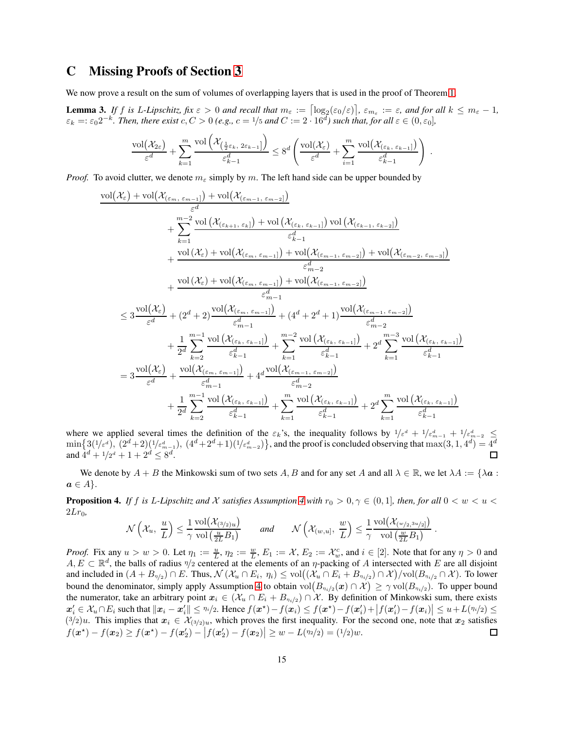# C Missing Proofs of Section 3

We now prove a result on the sum of volumes of overlapping layers that is used in the proof of Theorem 1.

**Lemma 3.** *If $f$ is $L$-Lipschitz, fix $\varepsilon > 0$ and recall that $m_\varepsilon := \lceil \log_2(\varepsilon_0/\varepsilon) \rceil$, $\varepsilon_{m_\varepsilon} := \varepsilon$, and for all $k \le m_\varepsilon - 1$, $\varepsilon_k =: \varepsilon_0 2^{-k}$. Then, there exist $c, C > 0$ (e.g., $c = 1/5$ and $C := 2 \cdot 16^d$) such that, for all $\varepsilon \in (0, \varepsilon_0]$,*

$$\frac{\mathrm{vol}(\mathcal{X}_{2\varepsilon})}{\varepsilon^d} + \sum_{k=1}^{m} \frac{\mathrm{vol}\left(\mathcal{X}_{(\frac{1}{2}\varepsilon_k,\, 2\varepsilon_{k-1}]}\right)}{\varepsilon_{k-1}^d} \le 8^d \left( \frac{\mathrm{vol}(\mathcal{X}_\varepsilon)}{\varepsilon^d} + \sum_{i=1}^{m} \frac{\mathrm{vol}(\mathcal{X}_{(\varepsilon_k,\, \varepsilon_{k-1}]})}{\varepsilon_{k-1}^d} \right) .$$

*Proof.* To avoid clutter, we denote $m_\varepsilon$ simply by $m$. The left hand side can be upper bounded by

$$\begin{aligned}
&\frac{\mathrm{vol}(\mathcal{X}_\varepsilon) + \mathrm{vol}(\mathcal{X}_{(\varepsilon_m,\, \varepsilon_{m-1}]}) + \mathrm{vol}(\mathcal{X}_{(\varepsilon_{m-1},\, \varepsilon_{m-2}]})}{\varepsilon^d} \\
&\quad + \sum_{k=1}^{m-2} \frac{\mathrm{vol}\left(\mathcal{X}_{(\varepsilon_{k+1},\, \varepsilon_k]}\right) + \mathrm{vol}\left(\mathcal{X}_{(\varepsilon_k,\, \varepsilon_{k-1}]}\right) \mathrm{vol}\left(\mathcal{X}_{(\varepsilon_{k-1},\, \varepsilon_{k-2}]}\right)}{\varepsilon_{k-1}^d} \\
&\quad + \frac{\mathrm{vol}\left(\mathcal{X}_\varepsilon\right) + \mathrm{vol}(\mathcal{X}_{(\varepsilon_m,\, \varepsilon_{m-1}]}) + \mathrm{vol}(\mathcal{X}_{(\varepsilon_{m-1},\, \varepsilon_{m-2}]}) + \mathrm{vol}(\mathcal{X}_{(\varepsilon_{m-2},\, \varepsilon_{m-3}]})}{\varepsilon_{m-2}^d} \\
&\quad + \frac{\mathrm{vol}\left(\mathcal{X}_\varepsilon\right) + \mathrm{vol}(\mathcal{X}_{(\varepsilon_m,\, \varepsilon_{m-1}]}) + \mathrm{vol}(\mathcal{X}_{(\varepsilon_{m-1},\, \varepsilon_{m-2}]})}{\varepsilon_{m-1}^d} \\
&\le 3\frac{\mathrm{vol}(\mathcal{X}_\varepsilon)}{\varepsilon^d} + (2^d + 2)\frac{\mathrm{vol}(\mathcal{X}_{(\varepsilon_m,\, \varepsilon_{m-1}]})}{\varepsilon_{m-1}^d} + (4^d + 2^d + 1)\frac{\mathrm{vol}(\mathcal{X}_{(\varepsilon_{m-1},\, \varepsilon_{m-2}]})}{\varepsilon_{m-2}^d} \\
&\quad + \frac{1}{2^d}\sum_{k=2}^{m-1} \frac{\mathrm{vol}\left(\mathcal{X}_{(\varepsilon_k,\, \varepsilon_{k-1}]}\right)}{\varepsilon_{k-1}^d} + \sum_{k=1}^{m-2} \frac{\mathrm{vol}\left(\mathcal{X}_{(\varepsilon_k,\, \varepsilon_{k-1}]}\right)}{\varepsilon_{k-1}^d} + 2^d \sum_{k=1}^{m-3} \frac{\mathrm{vol}\left(\mathcal{X}_{(\varepsilon_k,\, \varepsilon_{k-1}]}\right)}{\varepsilon_{k-1}^d} \\
&= 3\frac{\mathrm{vol}(\mathcal{X}_\varepsilon)}{\varepsilon^d} + \frac{\mathrm{vol}(\mathcal{X}_{(\varepsilon_m,\, \varepsilon_{m-1}]})}{\varepsilon_{m-1}^d} + 4^d \frac{\mathrm{vol}(\mathcal{X}_{(\varepsilon_{m-1},\, \varepsilon_{m-2}]})}{\varepsilon_{m-2}^d} \\
&\quad + \frac{1}{2^d}\sum_{k=2}^{m-1} \frac{\mathrm{vol}\left(\mathcal{X}_{(\varepsilon_k,\, \varepsilon_{k-1}]}\right)}{\varepsilon_{k-1}^d} + \sum_{k=1}^{m} \frac{\mathrm{vol}\left(\mathcal{X}_{(\varepsilon_k,\, \varepsilon_{k-1}]}\right)}{\varepsilon_{k-1}^d} + 2^d \sum_{k=1}^{m} \frac{\mathrm{vol}\left(\mathcal{X}_{(\varepsilon_k,\, \varepsilon_{k-1}]}\right)}{\varepsilon_{k-1}^d}
\end{aligned}$$

where we applied several times the definition of the $\varepsilon_k$'s, the inequality follows by $1/\varepsilon^d + 1/\varepsilon_{m-1}^d + 1/\varepsilon_{m-2}^d \le \min\{3(1/\varepsilon^d),\ (2^d+2)(1/\varepsilon_{m-1}^d),\ (4^d+2^d+1)(1/\varepsilon_{m-2}^d)\}$, and the proof is concluded observing that $\max(3, 1, 4^d) = 4^d$ and $4^d + 1/2^d + 1 + 2^d \le 8^d$. $\square$

We denote by $A + B$ the Minkowski sum of two sets $A, B$ and for any set $A$ and all $\lambda \in \mathbb{R}$, we let $\lambda A := \{\lambda \boldsymbol{a} : \boldsymbol{a} \in A\}$.

**Proposition 4.** *If $f$ is $L$-Lipschitz and $\mathcal{X}$ satisfies Assumption 4 with $r_0 > 0, \gamma \in (0, 1]$, then, for all $0 < w < u < 2Lr_0$,*

$$\mathcal{N}\left(\mathcal{X}_u,\ \frac{u}{L}\right) \le \frac{1}{\gamma}\frac{\mathrm{vol}(\mathcal{X}_{(3/2)u})}{\mathrm{vol}\left(\frac{u}{2L}B_1\right)} \qquad \text{and} \qquad \mathcal{N}\left(\mathcal{X}_{(w,u]},\ \frac{w}{L}\right) \le \frac{1}{\gamma}\frac{\mathrm{vol}(\mathcal{X}_{(w/2, 3u/2]})}{\mathrm{vol}\left(\frac{w}{2L}B_1\right)} .$$

*Proof.* Fix any $u > w > 0$. Let $\eta_1 := \frac{u}{L}$, $\eta_2 := \frac{w}{L}$, $E_1 := \mathcal{X}$, $E_2 := \mathcal{X}_w^c$, and $i \in [2]$. Note that for any $\eta > 0$ and $A, E \subset \mathbb{R}^d$, the balls of radius $\eta/2$ centered at the elements of an $\eta$-packing of $A$ intersected with $E$ are all disjoint and included in $(A + B_{\eta/2}) \cap E$. Thus, $\mathcal{N}(\mathcal{X}_u \cap E_i,\ \eta_i) \le \mathrm{vol}\big((\mathcal{X}_u \cap E_i + B_{\eta_i/2}) \cap \mathcal{X}\big)/\mathrm{vol}(B_{\eta_i/2} \cap \mathcal{X})$. To lower bound the denominator, simply apply Assumption 4 to obtain $\mathrm{vol}\big(B_{\eta_i/2}(\boldsymbol{x}) \cap \mathcal{X}\big) \ge \gamma\, \mathrm{vol}(B_{\eta_i/2})$. To upper bound the numerator, take an arbitrary point $\boldsymbol{x}_i \in (\mathcal{X}_u \cap E_i + B_{\eta_i/2}) \cap \mathcal{X}$. By definition of Minkowski sum, there exists $\boldsymbol{x}_i' \in \mathcal{X}_u \cap E_i$ such that $\|\boldsymbol{x}_i - \boldsymbol{x}_i'\| \le \eta_i/2$. Hence $f(\boldsymbol{x}^\star) - f(\boldsymbol{x}_i) \le f(\boldsymbol{x}^\star) - f(\boldsymbol{x}_i') + \big|f(\boldsymbol{x}_i') - f(\boldsymbol{x}_i)\big| \le u + L(\eta_i/2) \le (3/2)u$. This implies that $\boldsymbol{x}_i \in \mathcal{X}_{(3/2)u}$, which proves the first inequality. For the second one, note that $\boldsymbol{x}_2$ satisfies $f(\boldsymbol{x}^\star) - f(\boldsymbol{x}_2) \ge f(\boldsymbol{x}^\star) - f(\boldsymbol{x}_2') - \big|f(\boldsymbol{x}_2') - f(\boldsymbol{x}_2)\big| \ge w - L(\eta_2/2) = (1/2)w$. $\square$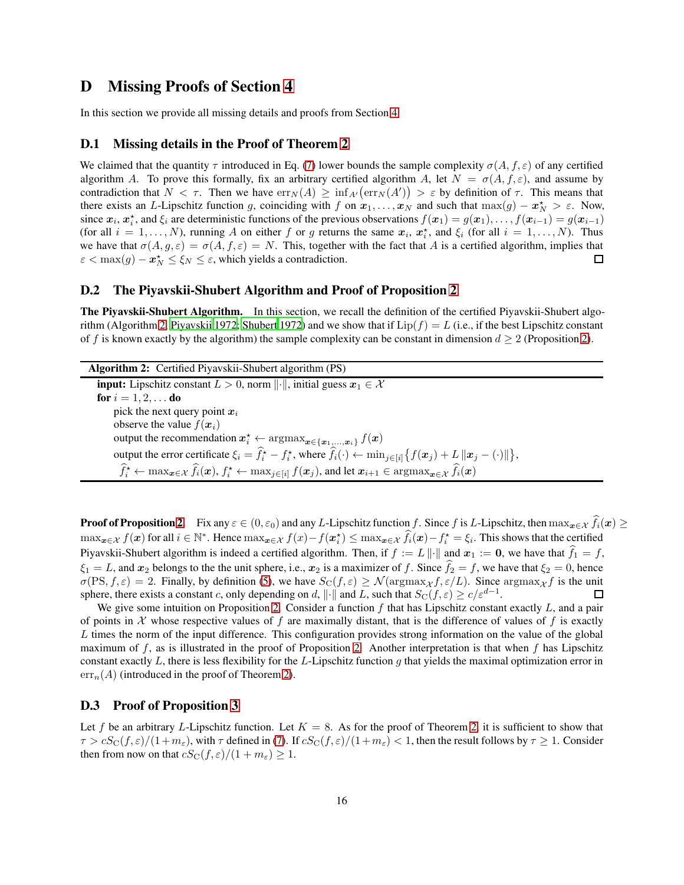# D Missing Proofs of Section 4

In this section we provide all missing details and proofs from Section 4.

## D.1 Missing details in the Proof of Theorem 2

We claimed that the quantity $\tau$ introduced in Eq. (7) lower bounds the sample complexity $\sigma(A, f, \varepsilon)$ of any certified algorithm $A$. To prove this formally, fix an arbitrary certified algorithm $A$, let $N = \sigma(A, f, \varepsilon)$, and assume by contradiction that $N < \tau$. Then we have $\mathrm{err}_N(A) \geq \inf_{A'}\big(\mathrm{err}_N(A')\big) > \varepsilon$ by definition of $\tau$. This means that there exists an $L$-Lipschitz function $g$, coinciding with $f$ on $\boldsymbol{x}_1, \ldots, \boldsymbol{x}_N$ and such that $\max(g) - \boldsymbol{x}^\star_N > \varepsilon$. Now, since $\boldsymbol{x}_i$, $\boldsymbol{x}^\star_i$, and $\xi_i$ are deterministic functions of the previous observations $f(\boldsymbol{x}_1) = g(\boldsymbol{x}_1), \ldots, f(\boldsymbol{x}_{i-1}) = g(\boldsymbol{x}_{i-1})$ (for all $i = 1, \ldots, N$), running $A$ on either $f$ or $g$ returns the same $\boldsymbol{x}_i$, $\boldsymbol{x}^\star_i$, and $\xi_i$ (for all $i = 1, \ldots, N$). Thus we have that $\sigma(A, g, \varepsilon) = \sigma(A, f, \varepsilon) = N$. This, together with the fact that $A$ is a certified algorithm, implies that $\varepsilon < \max(g) - \boldsymbol{x}^\star_N \leq \xi_N \leq \varepsilon$, which yields a contradiction. $\square$

## D.2 The Piyavskii-Shubert Algorithm and Proof of Proposition 2

**The Piyavskii-Shubert Algorithm.** In this section, we recall the definition of the certified Piyavskii-Shubert algorithm (Algorithm 2, Piyavskii 1972; Shubert 1972) and we show that if $\mathrm{Lip}(f) = L$ (i.e., if the best Lipschitz constant of $f$ is known exactly by the algorithm) the sample complexity can be constant in dimension $d \geq 2$ (Proposition 2).

---

**Algorithm 2:** Certified Piyavskii-Shubert algorithm (PS)

**input:** Lipschitz constant $L > 0$, norm $\|\cdot\|$, initial guess $\boldsymbol{x}_1 \in \mathcal{X}$
**for** $i = 1, 2, \ldots$ **do**
  pick the next query point $\boldsymbol{x}_i$
  observe the value $f(\boldsymbol{x}_i)$
  output the recommendation $\boldsymbol{x}^\star_i \leftarrow \operatorname{argmax}_{\boldsymbol{x} \in \{\boldsymbol{x}_1, \ldots, \boldsymbol{x}_i\}} f(\boldsymbol{x})$
  output the error certificate $\xi_i = \widehat{f}^\star_i - f^\star_i$, where $\widehat{f}_i(\cdot) \leftarrow \min_{j \in [i]}\big\{f(\boldsymbol{x}_j) + L\,\|\boldsymbol{x}_j - (\cdot)\|\big\}$,
  $\widehat{f}^\star_i \leftarrow \max_{\boldsymbol{x} \in \mathcal{X}} \widehat{f}_i(\boldsymbol{x})$, $f^\star_i \leftarrow \max_{j \in [i]} f(\boldsymbol{x}_j)$, and let $\boldsymbol{x}_{i+1} \in \operatorname{argmax}_{\boldsymbol{x} \in \mathcal{X}} \widehat{f}_i(\boldsymbol{x})$

---

**Proof of Proposition 2.** Fix any $\varepsilon \in (0, \varepsilon_0)$ and any $L$-Lipschitz function $f$. Since $f$ is $L$-Lipschitz, then $\max_{\boldsymbol{x} \in \mathcal{X}} \widehat{f}_i(\boldsymbol{x}) \geq \max_{\boldsymbol{x} \in \mathcal{X}} f(\boldsymbol{x})$ for all $i \in \mathbb{N}^*$. Hence $\max_{\boldsymbol{x} \in \mathcal{X}} f(x) - f(\boldsymbol{x}^\star_i) \leq \max_{\boldsymbol{x} \in \mathcal{X}} \widehat{f}_i(\boldsymbol{x}) - f^\star_i = \xi_i$. This shows that the certified Piyavskii-Shubert algorithm is indeed a certified algorithm. Then, if $f := L\,\|\cdot\|$ and $\boldsymbol{x}_1 := \boldsymbol{0}$, we have that $\widehat{f}_1 = f$, $\xi_1 = L$, and $\boldsymbol{x}_2$ belongs to the the unit sphere, i.e., $\boldsymbol{x}_2$ is a maximizer of $f$. Since $\widehat{f}_2 = f$, we have that $\xi_2 = 0$, hence $\sigma(\mathrm{PS}, f, \varepsilon) = 2$. Finally, by definition (5), we have $S_{\mathrm{C}}(f, \varepsilon) \geq \mathcal{N}(\operatorname{argmax}_{\mathcal{X}} f, \varepsilon/L)$. Since $\operatorname{argmax}_{\mathcal{X}} f$ is the unit sphere, there exists a constant $c$, only depending on $d$, $\|\cdot\|$ and $L$, such that $S_{\mathrm{C}}(f, \varepsilon) \geq c/\varepsilon^{d-1}$. $\square$

We give some intuition on Proposition 2. Consider a function $f$ that has Lipschitz constant exactly $L$, and a pair of points in $\mathcal{X}$ whose respective values of $f$ are maximally distant, that is the difference of values of $f$ is exactly $L$ times the norm of the input difference. This configuration provides strong information on the value of the global maximum of $f$, as is illustrated in the proof of Proposition 2. Another interpretation is that when $f$ has Lipschitz constant exactly $L$, there is less flexibility for the $L$-Lipschitz function $g$ that yields the maximal optimization error in $\mathrm{err}_n(A)$ (introduced in the proof of Theorem 2).

## D.3 Proof of Proposition 3

Let $f$ be an arbitrary $L$-Lipschitz function. Let $K = 8$. As for the proof of Theorem 2, it is sufficient to show that $\tau > cS_{\mathrm{C}}(f, \varepsilon)/(1 + m_\varepsilon)$, with $\tau$ defined in (7). If $cS_{\mathrm{C}}(f, \varepsilon)/(1 + m_\varepsilon) < 1$, then the result follows by $\tau \geq 1$. Consider then from now on that $cS_{\mathrm{C}}(f, \varepsilon)/(1 + m_\varepsilon) \geq 1$.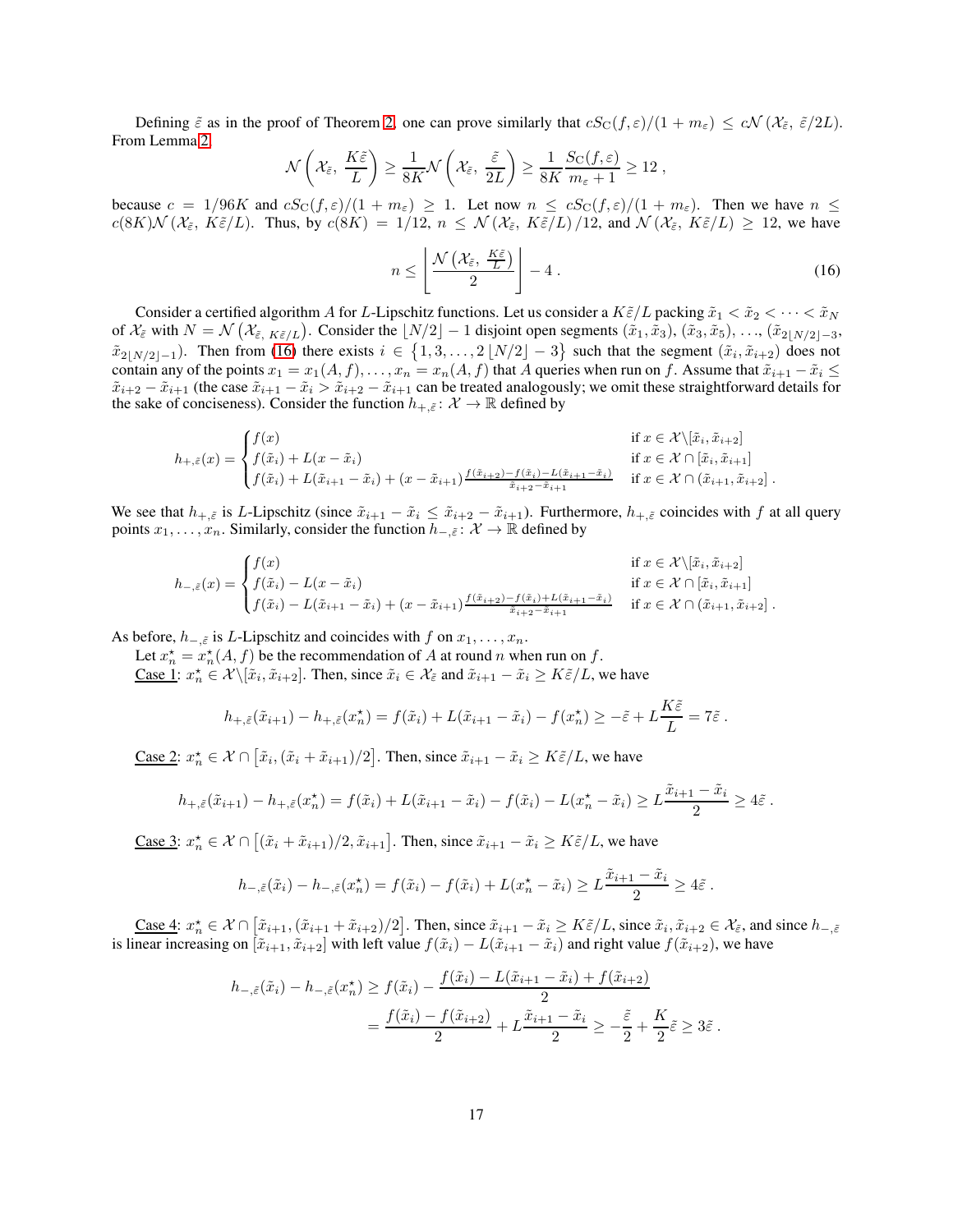Defining $\tilde{\varepsilon}$ as in the proof of Theorem 2, one can prove similarly that $cS_{\mathrm{C}}(f,\varepsilon)/(1+m_\varepsilon) \le c\mathcal{N}(\mathcal{X}_{\tilde{\varepsilon}},\ \tilde{\varepsilon}/2L)$. From Lemma 2,

$$
\mathcal{N}\left(\mathcal{X}_{\tilde{\varepsilon}},\ \frac{K\tilde{\varepsilon}}{L}\right) \ge \frac{1}{8K}\mathcal{N}\left(\mathcal{X}_{\tilde{\varepsilon}},\ \frac{\tilde{\varepsilon}}{2L}\right) \ge \frac{1}{8K}\frac{S_{\mathrm{C}}(f,\varepsilon)}{m_\varepsilon+1} \ge 12\,,
$$

because $c = 1/96K$ and $cS_{\mathrm{C}}(f,\varepsilon)/(1+m_\varepsilon) \ge 1$. Let now $n \le cS_{\mathrm{C}}(f,\varepsilon)/(1+m_\varepsilon)$. Then we have $n \le c(8K)\mathcal{N}(\mathcal{X}_{\tilde{\varepsilon}},\ K\tilde{\varepsilon}/L)$. Thus, by $c(8K) = 1/12$, $n \le \mathcal{N}(\mathcal{X}_{\tilde{\varepsilon}},\ K\tilde{\varepsilon}/L)/12$, and $\mathcal{N}(\mathcal{X}_{\tilde{\varepsilon}},\ K\tilde{\varepsilon}/L) \ge 12$, we have

$$
n \le \left\lfloor \frac{\mathcal{N}\left(\mathcal{X}_{\tilde{\varepsilon}},\ \frac{K\tilde{\varepsilon}}{L}\right)}{2} \right\rfloor - 4\,. \tag{16}
$$

Consider a certified algorithm $A$ for $L$-Lipschitz functions. Let us consider a $K\tilde{\varepsilon}/L$ packing $\tilde{x}_1 < \tilde{x}_2 < \cdots < \tilde{x}_N$ of $\mathcal{X}_{\tilde{\varepsilon}}$ with $N = \mathcal{N}\left(\mathcal{X}_{\tilde{\varepsilon}},\ K\tilde{\varepsilon}/L\right)$. Consider the $\lfloor N/2 \rfloor - 1$ disjoint open segments $(\tilde{x}_1,\tilde{x}_3)$, $(\tilde{x}_3,\tilde{x}_5)$, …, $(\tilde{x}_{2\lfloor N/2\rfloor-3}, \tilde{x}_{2\lfloor N/2\rfloor-1})$. Then from (16) there exists $i \in \{1,3,\dots,2\lfloor N/2 \rfloor - 3\}$ such that the segment $(\tilde{x}_i,\tilde{x}_{i+2})$ does not contain any of the points $x_1 = x_1(A,f),\dots,x_n = x_n(A,f)$ that $A$ queries when run on $f$. Assume that $\tilde{x}_{i+1}-\tilde{x}_i \le \tilde{x}_{i+2}-\tilde{x}_{i+1}$ (the case $\tilde{x}_{i+1}-\tilde{x}_i > \tilde{x}_{i+2}-\tilde{x}_{i+1}$ can be treated analogously; we omit these straightforward details for the sake of conciseness). Consider the function $h_{+,\tilde{\varepsilon}}\colon \mathcal{X}\to\mathbb{R}$ defined by

$$
h_{+,\tilde{\varepsilon}}(x) = \begin{cases} f(x) & \text{if } x \in \mathcal{X}\backslash[\tilde{x}_i,\tilde{x}_{i+2}] \\ f(\tilde{x}_i) + L(x-\tilde{x}_i) & \text{if } x \in \mathcal{X}\cap[\tilde{x}_i,\tilde{x}_{i+1}] \\ f(\tilde{x}_i) + L(\tilde{x}_{i+1}-\tilde{x}_i) + (x-\tilde{x}_{i+1})\frac{f(\tilde{x}_{i+2})-f(\tilde{x}_i)-L(\tilde{x}_{i+1}-\tilde{x}_i)}{\tilde{x}_{i+2}-\tilde{x}_{i+1}} & \text{if } x \in \mathcal{X}\cap(\tilde{x}_{i+1},\tilde{x}_{i+2}]\,. \end{cases}
$$

We see that $h_{+,\tilde{\varepsilon}}$ is $L$-Lipschitz (since $\tilde{x}_{i+1}-\tilde{x}_i \le \tilde{x}_{i+2}-\tilde{x}_{i+1}$). Furthermore, $h_{+,\tilde{\varepsilon}}$ coincides with $f$ at all query points $x_1,\dots,x_n$. Similarly, consider the function $h_{-,\tilde{\varepsilon}}\colon \mathcal{X}\to\mathbb{R}$ defined by

$$
h_{-,\tilde{\varepsilon}}(x) = \begin{cases} f(x) & \text{if } x \in \mathcal{X}\backslash[\tilde{x}_i,\tilde{x}_{i+2}] \\ f(\tilde{x}_i) - L(x-\tilde{x}_i) & \text{if } x \in \mathcal{X}\cap[\tilde{x}_i,\tilde{x}_{i+1}] \\ f(\tilde{x}_i) - L(\tilde{x}_{i+1}-\tilde{x}_i) + (x-\tilde{x}_{i+1})\frac{f(\tilde{x}_{i+2})-f(\tilde{x}_i)+L(\tilde{x}_{i+1}-\tilde{x}_i)}{\tilde{x}_{i+2}-\tilde{x}_{i+1}} & \text{if } x \in \mathcal{X}\cap(\tilde{x}_{i+1},\tilde{x}_{i+2}]\,. \end{cases}
$$

As before, $h_{-,\tilde{\varepsilon}}$ is $L$-Lipschitz and coincides with $f$ on $x_1,\dots,x_n$.

Let $x_n^\star = x_n^\star(A,f)$ be the recommendation of $A$ at round $n$ when run on $f$.

<u>Case 1</u>: $x_n^\star \in \mathcal{X}\backslash[\tilde{x}_i,\tilde{x}_{i+2}]$. Then, since $\tilde{x}_i \in \mathcal{X}_{\tilde{\varepsilon}}$ and $\tilde{x}_{i+1}-\tilde{x}_i \ge K\tilde{\varepsilon}/L$, we have

$$
h_{+,\tilde{\varepsilon}}(\tilde{x}_{i+1}) - h_{+,\tilde{\varepsilon}}(x_n^\star) = f(\tilde{x}_i) + L(\tilde{x}_{i+1}-\tilde{x}_i) - f(x_n^\star) \ge -\tilde{\varepsilon} + L\frac{K\tilde{\varepsilon}}{L} = 7\tilde{\varepsilon}\,.
$$

<u>Case 2</u>: $x_n^\star \in \mathcal{X}\cap\left[\tilde{x}_i,(\tilde{x}_i+\tilde{x}_{i+1})/2\right]$. Then, since $\tilde{x}_{i+1}-\tilde{x}_i \ge K\tilde{\varepsilon}/L$, we have

$$
h_{+,\tilde{\varepsilon}}(\tilde{x}_{i+1}) - h_{+,\tilde{\varepsilon}}(x_n^\star) = f(\tilde{x}_i) + L(\tilde{x}_{i+1}-\tilde{x}_i) - f(\tilde{x}_i) - L(x_n^\star-\tilde{x}_i) \ge L\frac{\tilde{x}_{i+1}-\tilde{x}_i}{2} \ge 4\tilde{\varepsilon}\,.
$$

<u>Case 3</u>: $x_n^\star \in \mathcal{X}\cap\left[(\tilde{x}_i+\tilde{x}_{i+1})/2,\tilde{x}_{i+1}\right]$. Then, since $\tilde{x}_{i+1}-\tilde{x}_i \ge K\tilde{\varepsilon}/L$, we have

$$
h_{-,\tilde{\varepsilon}}(\tilde{x}_i) - h_{-,\tilde{\varepsilon}}(x_n^\star) = f(\tilde{x}_i) - f(\tilde{x}_i) + L(x_n^\star-\tilde{x}_i) \ge L\frac{\tilde{x}_{i+1}-\tilde{x}_i}{2} \ge 4\tilde{\varepsilon}\,.
$$

<u>Case 4</u>: $x_n^\star \in \mathcal{X}\cap\left[\tilde{x}_{i+1},(\tilde{x}_{i+1}+\tilde{x}_{i+2})/2\right]$. Then, since $\tilde{x}_{i+1}-\tilde{x}_i \ge K\tilde{\varepsilon}/L$, since $\tilde{x}_i,\tilde{x}_{i+2} \in \mathcal{X}_{\tilde{\varepsilon}}$, and since $h_{-,\tilde{\varepsilon}}$ is linear increasing on $[\tilde{x}_{i+1},\tilde{x}_{i+2}]$ with left value $f(\tilde{x}_i)-L(\tilde{x}_{i+1}-\tilde{x}_i)$ and right value $f(\tilde{x}_{i+2})$, we have

$$
\begin{aligned}
h_{-,\tilde{\varepsilon}}(\tilde{x}_i) - h_{-,\tilde{\varepsilon}}(x_n^\star) &\ge f(\tilde{x}_i) - \frac{f(\tilde{x}_i) - L(\tilde{x}_{i+1}-\tilde{x}_i) + f(\tilde{x}_{i+2})}{2} \\
&= \frac{f(\tilde{x}_i) - f(\tilde{x}_{i+2})}{2} + L\frac{\tilde{x}_{i+1}-\tilde{x}_i}{2} \ge -\frac{\tilde{\varepsilon}}{2} + \frac{K}{2}\tilde{\varepsilon} \ge 3\tilde{\varepsilon}\,.
\end{aligned}
$$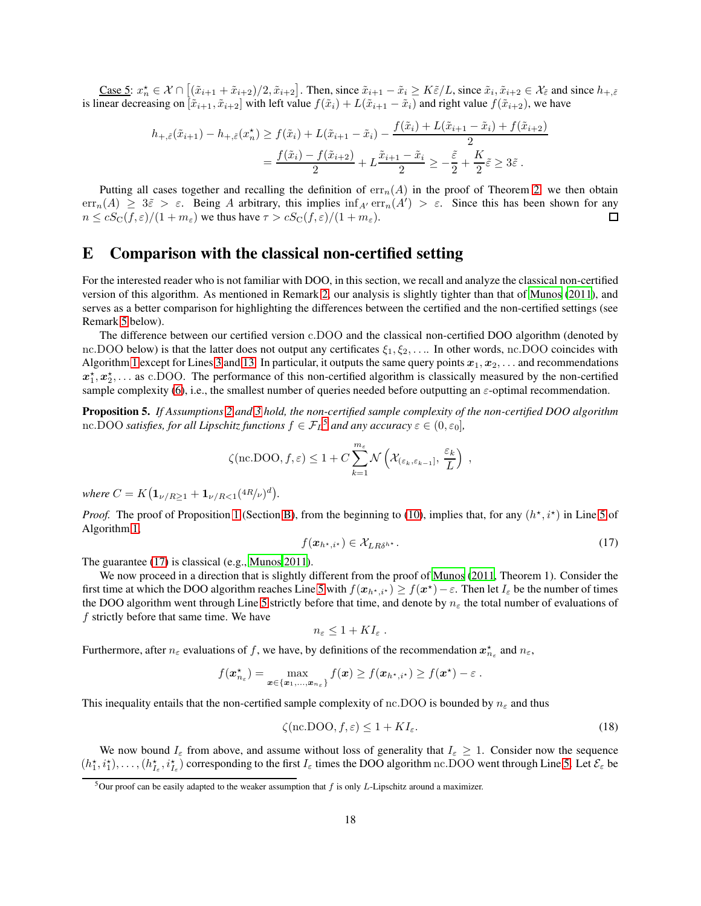<u>Case 5</u>: $x_n^\star \in \mathcal{X} \cap \left[(\tilde{x}_{i+1} + \tilde{x}_{i+2})/2, \tilde{x}_{i+2}\right]$. Then, since $\tilde{x}_{i+1} - \tilde{x}_i \geq K\tilde{\varepsilon}/L$, since $\tilde{x}_i, \tilde{x}_{i+2} \in \mathcal{X}_{\tilde{\varepsilon}}$ and since $h_{+,\tilde{\varepsilon}}$ is linear decreasing on $[\tilde{x}_{i+1}, \tilde{x}_{i+2}]$ with left value $f(\tilde{x}_i) + L(\tilde{x}_{i+1} - \tilde{x}_i)$ and right value $f(\tilde{x}_{i+2})$, we have

$$
\begin{aligned}
h_{+,\tilde{\varepsilon}}(\tilde{x}_{i+1}) - h_{+,\tilde{\varepsilon}}(x_n^\star) &\geq f(\tilde{x}_i) + L(\tilde{x}_{i+1} - \tilde{x}_i) - \frac{f(\tilde{x}_i) + L(\tilde{x}_{i+1} - \tilde{x}_i) + f(\tilde{x}_{i+2})}{2} \\
&= \frac{f(\tilde{x}_i) - f(\tilde{x}_{i+2})}{2} + L\frac{\tilde{x}_{i+1} - \tilde{x}_i}{2} \geq -\frac{\tilde{\varepsilon}}{2} + \frac{K}{2}\tilde{\varepsilon} \geq 3\tilde{\varepsilon} \,.
\end{aligned}
$$

Putting all cases together and recalling the definition of $\mathrm{err}_n(A)$ in the proof of Theorem 2, we then obtain $\mathrm{err}_n(A) \geq 3\tilde{\varepsilon} > \varepsilon$. Being $A$ arbitrary, this implies $\inf_{A'} \mathrm{err}_n(A') > \varepsilon$. Since this has been shown for any $n \leq c S_{\mathrm{C}}(f,\varepsilon)/(1+m_\varepsilon)$ we thus have $\tau > c S_{\mathrm{C}}(f,\varepsilon)/(1+m_\varepsilon)$. ☐

# E Comparison with the classical non-certified setting

For the interested reader who is not familiar with DOO, in this section, we recall and analyze the classical non-certified version of this algorithm. As mentioned in Remark 2, our analysis is slightly tighter than that of Munos (2011), and serves as a better comparison for highlighting the differences between the certified and the non-certified settings (see Remark 5 below).

The difference between our certified version c.DOO and the classical non-certified DOO algorithm (denoted by nc.DOO below) is that the latter does not output any certificates $\xi_1, \xi_2, \ldots$. In other words, nc.DOO coincides with Algorithm 1 except for Lines 3 and 13. In particular, it outputs the same query points $\boldsymbol{x}_1, \boldsymbol{x}_2, \ldots$ and recommendations $\boldsymbol{x}_1^\star, \boldsymbol{x}_2^\star, \ldots$ as c.DOO. The performance of this non-certified algorithm is classically measured by the non-certified sample complexity (6), i.e., the smallest number of queries needed before outputting an $\varepsilon$-optimal recommendation.

**Proposition 5.** *If Assumptions 2 and 3 hold, the non-certified sample complexity of the non-certified DOO algorithm* nc.DOO *satisfies, for all Lipschitz functions $f \in \mathcal{F}_L$[5] and any accuracy $\varepsilon \in (0, \varepsilon_0]$,*

$$
\zeta(\mathrm{nc.DOO}, f, \varepsilon) \leq 1 + C \sum_{k=1}^{m_\varepsilon} \mathcal{N}\left(\mathcal{X}_{(\varepsilon_k, \varepsilon_{k-1}]}, \frac{\varepsilon_k}{L}\right) \,,
$$

*where $C = K\left(\mathbf{1}_{\nu/R \geq 1} + \mathbf{1}_{\nu/R<1}(4R/\nu)^d\right)$.*

*Proof.* The proof of Proposition 1 (Section B), from the beginning to (10), implies that, for any $(h^\star, i^\star)$ in Line 5 of Algorithm 1,

$$
f(\boldsymbol{x}_{h^\star,i^\star}) \in \mathcal{X}_{LR\delta^{h^\star}} \,. \tag{17}
$$

The guarantee (17) is classical (e.g., Munos 2011).

We now proceed in a direction that is slightly different from the proof of Munos (2011, Theorem 1). Consider the first time at which the DOO algorithm reaches Line 5 with $f(\boldsymbol{x}_{h^\star,i^\star}) \geq f(\boldsymbol{x}^\star) - \varepsilon$. Then let $I_\varepsilon$ be the number of times the DOO algorithm went through Line 5 strictly before that time, and denote by $n_\varepsilon$ the total number of evaluations of $f$ strictly before that same time. We have

$$
n_\varepsilon \leq 1 + K I_\varepsilon \,.
$$

Furthermore, after $n_\varepsilon$ evaluations of $f$, we have, by definitions of the recommendation $\boldsymbol{x}_{n_\varepsilon}^\star$ and $n_\varepsilon$,

$$
f(\boldsymbol{x}_{n_\varepsilon}^\star) = \max_{\boldsymbol{x} \in \{\boldsymbol{x}_1, \ldots, \boldsymbol{x}_{n_\varepsilon}\}} f(\boldsymbol{x}) \geq f(\boldsymbol{x}_{h^\star,i^\star}) \geq f(\boldsymbol{x}^\star) - \varepsilon \,.
$$

This inequality entails that the non-certified sample complexity of nc.DOO is bounded by $n_\varepsilon$ and thus

$$
\zeta(\mathrm{nc.DOO}, f, \varepsilon) \leq 1 + K I_\varepsilon. \tag{18}
$$

We now bound $I_\varepsilon$ from above, and assume without loss of generality that $I_\varepsilon \geq 1$. Consider now the sequence $(h_1^\star, i_1^\star), \ldots, (h_{I_\varepsilon}^\star, i_{I_\varepsilon}^\star)$ corresponding to the first $I_\varepsilon$ times the DOO algorithm nc.DOO went through Line 5. Let $\mathcal{E}_\varepsilon$ be

[5] Our proof can be easily adapted to the weaker assumption that $f$ is only $L$-Lipschitz around a maximizer.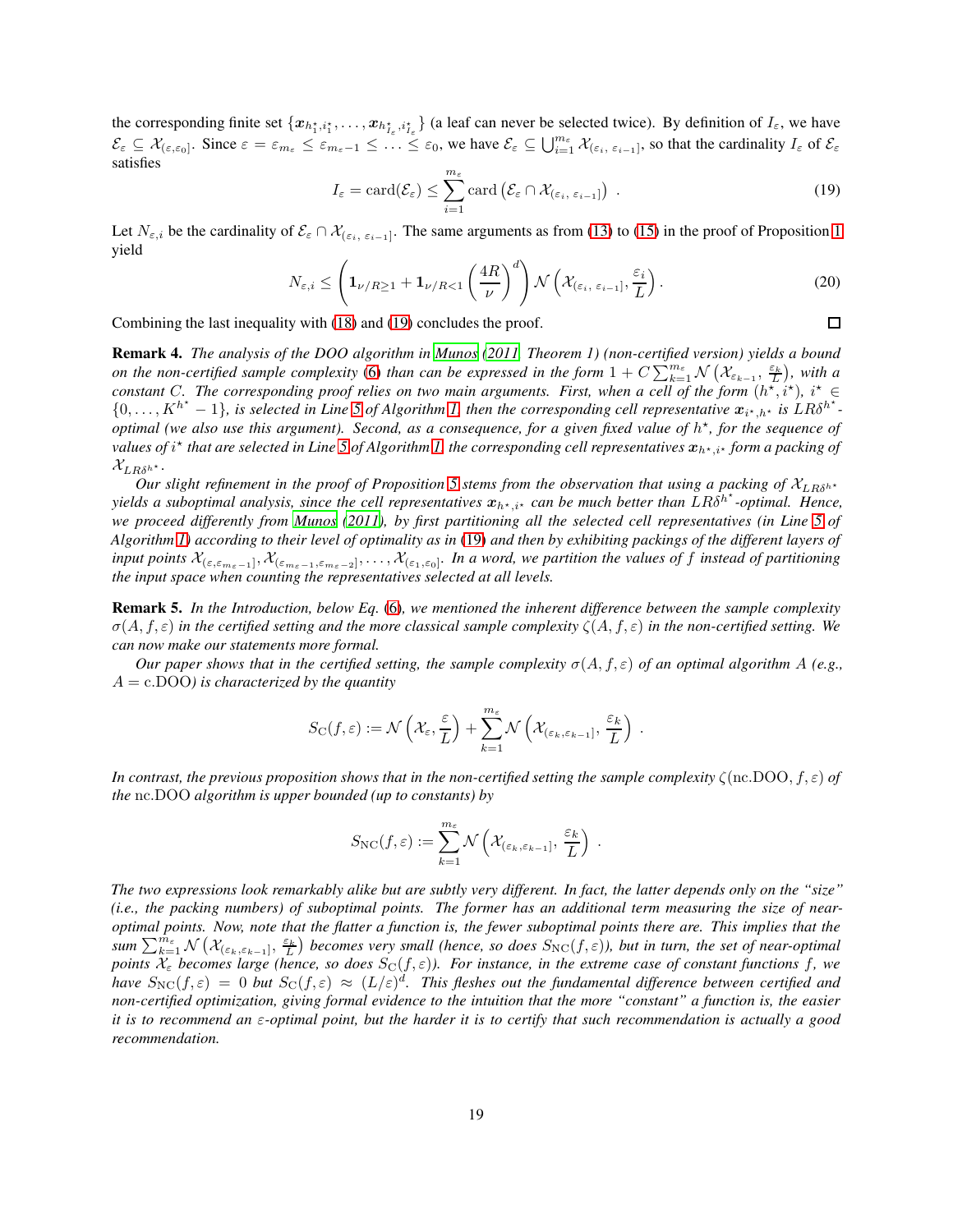the corresponding finite set $\{\boldsymbol{x}_{h_1^\star,i_1^\star},\ldots,\boldsymbol{x}_{h_{I_\varepsilon}^\star,i_{I_\varepsilon}^\star}\}$ (a leaf can never be selected twice). By definition of $I_\varepsilon$, we have $\mathcal{E}_\varepsilon \subseteq \mathcal{X}_{(\varepsilon,\varepsilon_0]}$. Since $\varepsilon = \varepsilon_{m_\varepsilon} \le \varepsilon_{m_\varepsilon - 1} \le \ldots \le \varepsilon_0$, we have $\mathcal{E}_\varepsilon \subseteq \bigcup_{i=1}^{m_\varepsilon} \mathcal{X}_{(\varepsilon_i,\,\varepsilon_{i-1}]}$, so that the cardinality $I_\varepsilon$ of $\mathcal{E}_\varepsilon$ satisfies

$$
I_\varepsilon = \operatorname{card}(\mathcal{E}_\varepsilon) \le \sum_{i=1}^{m_\varepsilon} \operatorname{card}\left(\mathcal{E}_\varepsilon \cap \mathcal{X}_{(\varepsilon_i,\,\varepsilon_{i-1}]}\right) . \tag{19}
$$

Let $N_{\varepsilon,i}$ be the cardinality of $\mathcal{E}_\varepsilon \cap \mathcal{X}_{(\varepsilon_i,\,\varepsilon_{i-1}]}$. The same arguments as from (13) to (15) in the proof of Proposition 1 yield

$$
N_{\varepsilon,i} \le \left( \mathbf{1}_{\nu/R \ge 1} + \mathbf{1}_{\nu/R<1}\left(\frac{4R}{\nu}\right)^d \right) \mathcal{N}\left(\mathcal{X}_{(\varepsilon_i,\,\varepsilon_{i-1}]}, \frac{\varepsilon_i}{L}\right). \tag{20}
$$

Combining the last inequality with (18) and (19) concludes the proof. □

**Remark 4.** *The analysis of the DOO algorithm in Munos (2011, Theorem 1) (non-certified version) yields a bound on the non-certified sample complexity (6) than can be expressed in the form* $1 + C\sum_{k=1}^{m_\varepsilon} \mathcal{N}\left(\mathcal{X}_{\varepsilon_{k-1}}, \frac{\varepsilon_k}{L}\right)$*, with a constant* $C$*. The corresponding proof relies on two main arguments. First, when a cell of the form* $(h^\star, i^\star)$*,* $i^\star \in \{0,\ldots,K^{h^\star}-1\}$*, is selected in Line 5 of Algorithm 1, then the corresponding cell representative* $\boldsymbol{x}_{i^\star,h^\star}$ *is* $LR\delta^{h^\star}$*-optimal (we also use this argument). Second, as a consequence, for a given fixed value of* $h^\star$*, for the sequence of values of* $i^\star$ *that are selected in Line 5 of Algorithm 1, the corresponding cell representatives* $\boldsymbol{x}_{h^\star,i^\star}$ *form a packing of* $\mathcal{X}_{LR\delta^{h^\star}}$*.*

*Our slight refinement in the proof of Proposition 5 stems from the observation that using a packing of* $\mathcal{X}_{LR\delta^{h^\star}}$ *yields a suboptimal analysis, since the cell representatives* $\boldsymbol{x}_{h^\star,i^\star}$ *can be much better than* $LR\delta^{h^\star}$*-optimal. Hence, we proceed differently from Munos (2011), by first partitioning all the selected cell representatives (in Line 5 of Algorithm 1) according to their level of optimality as in (19) and then by exhibiting packings of the different layers of input points* $\mathcal{X}_{(\varepsilon,\varepsilon_{m_\varepsilon-1}]}, \mathcal{X}_{(\varepsilon_{m_\varepsilon-1},\varepsilon_{m_\varepsilon-2}]}, \ldots, \mathcal{X}_{(\varepsilon_1,\varepsilon_0]}$*. In a word, we partition the values of* $f$ *instead of partitioning the input space when counting the representatives selected at all levels.*

**Remark 5.** *In the Introduction, below Eq. (6), we mentioned the inherent difference between the sample complexity* $\sigma(A,f,\varepsilon)$ *in the certified setting and the more classical sample complexity* $\zeta(A,f,\varepsilon)$ *in the non-certified setting. We can now make our statements more formal.*

*Our paper shows that in the certified setting, the sample complexity* $\sigma(A,f,\varepsilon)$ *of an optimal algorithm* $A$ *(e.g.,* $A = \mathrm{c.DOO}$*) is characterized by the quantity*

$$
S_{\mathrm{C}}(f,\varepsilon) := \mathcal{N}\left(\mathcal{X}_\varepsilon, \frac{\varepsilon}{L}\right) + \sum_{k=1}^{m_\varepsilon} \mathcal{N}\left(\mathcal{X}_{(\varepsilon_k,\varepsilon_{k-1}]}, \frac{\varepsilon_k}{L}\right) .
$$

*In contrast, the previous proposition shows that in the non-certified setting the sample complexity* $\zeta(\mathrm{nc.DOO},f,\varepsilon)$ *of the* nc.DOO *algorithm is upper bounded (up to constants) by*

$$
S_{\mathrm{NC}}(f,\varepsilon) := \sum_{k=1}^{m_\varepsilon} \mathcal{N}\left(\mathcal{X}_{(\varepsilon_k,\varepsilon_{k-1}]}, \frac{\varepsilon_k}{L}\right) .
$$

*The two expressions look remarkably alike but are subtly very different. In fact, the latter depends only on the "size" (i.e., the packing numbers) of suboptimal points. The former has an additional term measuring the size of near-optimal points. Now, note that the flatter a function is, the fewer suboptimal points there are. This implies that the sum* $\sum_{k=1}^{m_\varepsilon} \mathcal{N}\left(\mathcal{X}_{(\varepsilon_k,\varepsilon_{k-1}]}, \frac{\varepsilon_k}{L}\right)$ *becomes very small (hence, so does* $S_{\mathrm{NC}}(f,\varepsilon)$*), but in turn, the set of near-optimal points* $\mathcal{X}_\varepsilon$ *becomes large (hence, so does* $S_{\mathrm{C}}(f,\varepsilon)$*). For instance, in the extreme case of constant functions* $f$*, we have* $S_{\mathrm{NC}}(f,\varepsilon) = 0$ *but* $S_{\mathrm{C}}(f,\varepsilon) \approx (L/\varepsilon)^d$*. This fleshes out the fundamental difference between certified and non-certified optimization, giving formal evidence to the intuition that the more "constant" a function is, the easier it is to recommend an* $\varepsilon$*-optimal point, but the harder it is to certify that such recommendation is actually a good recommendation.*